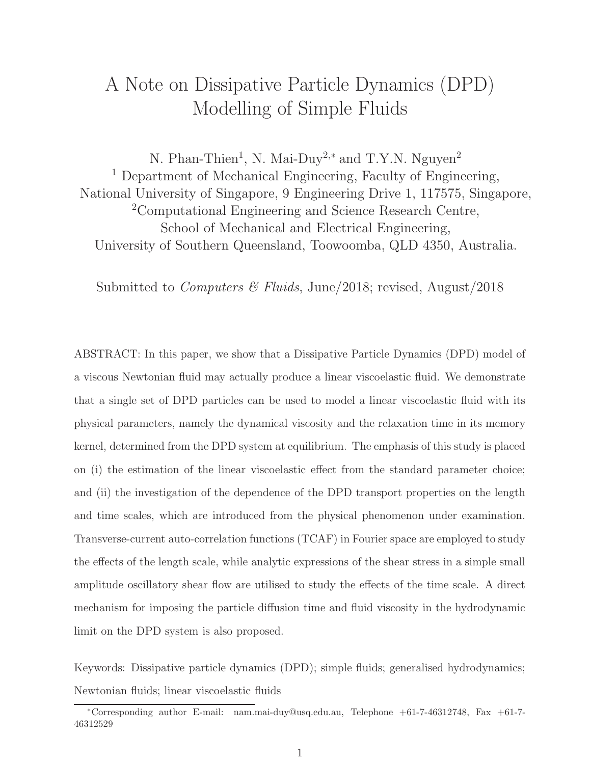# A Note on Dissipative Particle Dynamics (DPD) Modelling of Simple Fluids

N. Phan-Thien[1], N. Mai-Duy[2,*] and T.Y.N. Nguyen[2]

[1] Department of Mechanical Engineering, Faculty of Engineering, National University of Singapore, 9 Engineering Drive 1, 117575, Singapore,

[2] Computational Engineering and Science Research Centre, School of Mechanical and Electrical Engineering, University of Southern Queensland, Toowoomba, QLD 4350, Australia.

Submitted to *Computers & Fluids*, June/2018; revised, August/2018

ABSTRACT: In this paper, we show that a Dissipative Particle Dynamics (DPD) model of a viscous Newtonian fluid may actually produce a linear viscoelastic fluid. We demonstrate that a single set of DPD particles can be used to model a linear viscoelastic fluid with its physical parameters, namely the dynamical viscosity and the relaxation time in its memory kernel, determined from the DPD system at equilibrium. The emphasis of this study is placed on (i) the estimation of the linear viscoelastic effect from the standard parameter choice; and (ii) the investigation of the dependence of the DPD transport properties on the length and time scales, which are introduced from the physical phenomenon under examination. Transverse-current auto-correlation functions (TCAF) in Fourier space are employed to study the effects of the length scale, while analytic expressions of the shear stress in a simple small amplitude oscillatory shear flow are utilised to study the effects of the time scale. A direct mechanism for imposing the particle diffusion time and fluid viscosity in the hydrodynamic limit on the DPD system is also proposed.

Keywords: Dissipative particle dynamics (DPD); simple fluids; generalised hydrodynamics; Newtonian fluids; linear viscoelastic fluids

*Corresponding author E-mail: nam.mai-duy@usq.edu.au, Telephone +61-7-46312748, Fax +61-7-46312529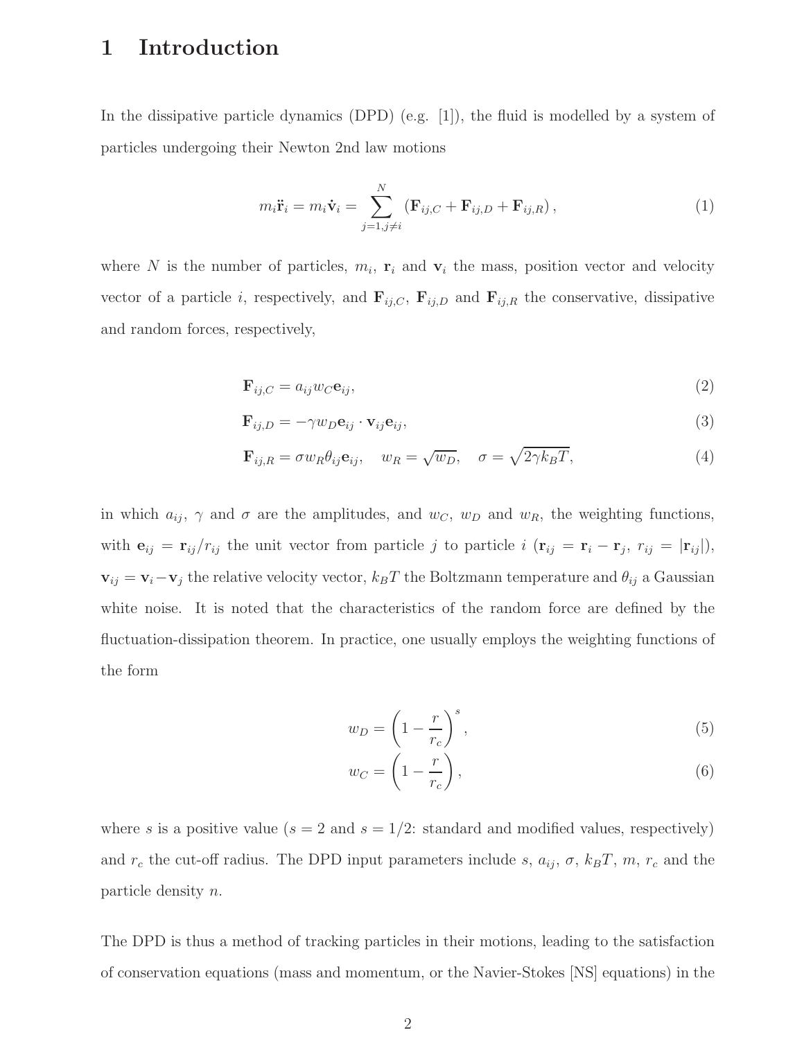# 1 Introduction

In the dissipative particle dynamics (DPD) (e.g. [1]), the fluid is modelled by a system of particles undergoing their Newton 2nd law motions

$$m_i \ddot{\mathbf{r}}_i = m_i \dot{\mathbf{v}}_i = \sum_{j=1, j \neq i}^{N} \left( \mathbf{F}_{ij,C} + \mathbf{F}_{ij,D} + \mathbf{F}_{ij,R} \right), \tag{1}$$

where $N$ is the number of particles, $m_i$, $\mathbf{r}_i$ and $\mathbf{v}_i$ the mass, position vector and velocity vector of a particle $i$, respectively, and $\mathbf{F}_{ij,C}$, $\mathbf{F}_{ij,D}$ and $\mathbf{F}_{ij,R}$ the conservative, dissipative and random forces, respectively,

$$\mathbf{F}_{ij,C} = a_{ij} w_C \mathbf{e}_{ij}, \tag{2}$$

$$\mathbf{F}_{ij,D} = -\gamma w_D \mathbf{e}_{ij} \cdot \mathbf{v}_{ij} \mathbf{e}_{ij}, \tag{3}$$

$$\mathbf{F}_{ij,R} = \sigma w_R \theta_{ij} \mathbf{e}_{ij}, \quad w_R = \sqrt{w_D}, \quad \sigma = \sqrt{2\gamma k_B T}, \tag{4}$$

in which $a_{ij}$, $\gamma$ and $\sigma$ are the amplitudes, and $w_C$, $w_D$ and $w_R$, the weighting functions, with $\mathbf{e}_{ij} = \mathbf{r}_{ij}/r_{ij}$ the unit vector from particle $j$ to particle $i$ ($\mathbf{r}_{ij} = \mathbf{r}_i - \mathbf{r}_j$, $r_{ij} = |\mathbf{r}_{ij}|$), $\mathbf{v}_{ij} = \mathbf{v}_i - \mathbf{v}_j$ the relative velocity vector, $k_B T$ the Boltzmann temperature and $\theta_{ij}$ a Gaussian white noise. It is noted that the characteristics of the random force are defined by the fluctuation-dissipation theorem. In practice, one usually employs the weighting functions of the form

$$w_D = \left( 1 - \frac{r}{r_c} \right)^s, \tag{5}$$

$$w_C = \left( 1 - \frac{r}{r_c} \right), \tag{6}$$

where $s$ is a positive value ($s = 2$ and $s = 1/2$: standard and modified values, respectively) and $r_c$ the cut-off radius. The DPD input parameters include $s$, $a_{ij}$, $\sigma$, $k_B T$, $m$, $r_c$ and the particle density $n$.

The DPD is thus a method of tracking particles in their motions, leading to the satisfaction of conservation equations (mass and momentum, or the Navier-Stokes [NS] equations) in the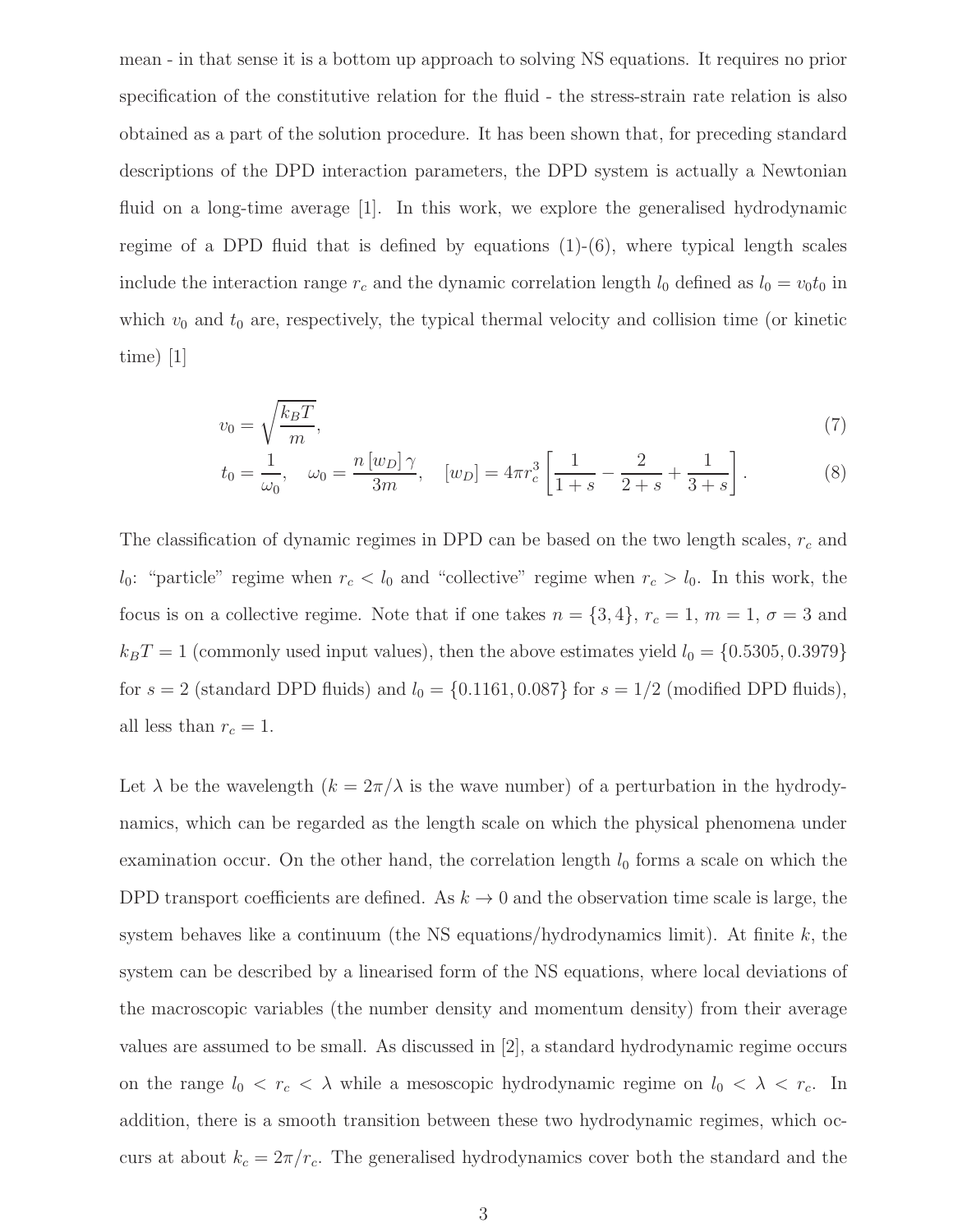mean - in that sense it is a bottom up approach to solving NS equations. It requires no prior specification of the constitutive relation for the fluid - the stress-strain rate relation is also obtained as a part of the solution procedure. It has been shown that, for preceding standard descriptions of the DPD interaction parameters, the DPD system is actually a Newtonian fluid on a long-time average [1]. In this work, we explore the generalised hydrodynamic regime of a DPD fluid that is defined by equations (1)-(6), where typical length scales include the interaction range $r_c$ and the dynamic correlation length $l_0$ defined as $l_0 = v_0 t_0$ in which $v_0$ and $t_0$ are, respectively, the typical thermal velocity and collision time (or kinetic time) [1]

$$v_0 = \sqrt{\frac{k_B T}{m}}, \tag{7}$$

$$t_0 = \frac{1}{\omega_0}, \quad \omega_0 = \frac{n\,[w_D]\,\gamma}{3m}, \quad [w_D] = 4\pi r_c^3 \left[\frac{1}{1+s} - \frac{2}{2+s} + \frac{1}{3+s}\right]. \tag{8}$$

The classification of dynamic regimes in DPD can be based on the two length scales, $r_c$ and $l_0$: "particle" regime when $r_c < l_0$ and "collective" regime when $r_c > l_0$. In this work, the focus is on a collective regime. Note that if one takes $n = \{3, 4\}$, $r_c = 1$, $m = 1$, $\sigma = 3$ and $k_B T = 1$ (commonly used input values), then the above estimates yield $l_0 = \{0.5305, 0.3979\}$ for $s = 2$ (standard DPD fluids) and $l_0 = \{0.1161, 0.087\}$ for $s = 1/2$ (modified DPD fluids), all less than $r_c = 1$.

Let $\lambda$ be the wavelength ($k = 2\pi/\lambda$ is the wave number) of a perturbation in the hydrodynamics, which can be regarded as the length scale on which the physical phenomena under examination occur. On the other hand, the correlation length $l_0$ forms a scale on which the DPD transport coefficients are defined. As $k \to 0$ and the observation time scale is large, the system behaves like a continuum (the NS equations/hydrodynamics limit). At finite $k$, the system can be described by a linearised form of the NS equations, where local deviations of the macroscopic variables (the number density and momentum density) from their average values are assumed to be small. As discussed in [2], a standard hydrodynamic regime occurs on the range $l_0 < r_c < \lambda$ while a mesoscopic hydrodynamic regime on $l_0 < \lambda < r_c$. In addition, there is a smooth transition between these two hydrodynamic regimes, which occurs at about $k_c = 2\pi/r_c$. The generalised hydrodynamics cover both the standard and the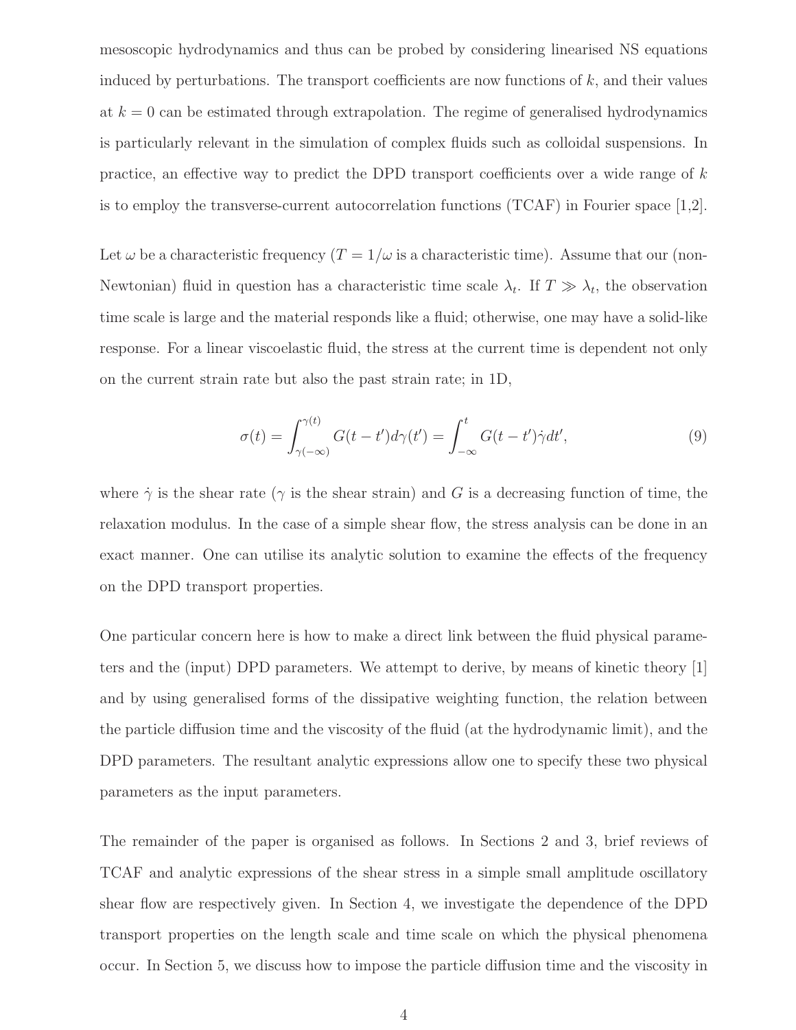mesoscopic hydrodynamics and thus can be probed by considering linearised NS equations induced by perturbations. The transport coefficients are now functions of $k$, and their values at $k = 0$ can be estimated through extrapolation. The regime of generalised hydrodynamics is particularly relevant in the simulation of complex fluids such as colloidal suspensions. In practice, an effective way to predict the DPD transport coefficients over a wide range of $k$ is to employ the transverse-current autocorrelation functions (TCAF) in Fourier space [1,2].

Let $\omega$ be a characteristic frequency ($T = 1/\omega$ is a characteristic time). Assume that our (non-Newtonian) fluid in question has a characteristic time scale $\lambda_t$. If $T \gg \lambda_t$, the observation time scale is large and the material responds like a fluid; otherwise, one may have a solid-like response. For a linear viscoelastic fluid, the stress at the current time is dependent not only on the current strain rate but also the past strain rate; in 1D,

$$\sigma(t) = \int_{\gamma(-\infty)}^{\gamma(t)} G(t-t')d\gamma(t') = \int_{-\infty}^{t} G(t-t')\dot{\gamma}dt', \tag{9}$$

where $\dot{\gamma}$ is the shear rate ($\gamma$ is the shear strain) and $G$ is a decreasing function of time, the relaxation modulus. In the case of a simple shear flow, the stress analysis can be done in an exact manner. One can utilise its analytic solution to examine the effects of the frequency on the DPD transport properties.

One particular concern here is how to make a direct link between the fluid physical parameters and the (input) DPD parameters. We attempt to derive, by means of kinetic theory [1] and by using generalised forms of the dissipative weighting function, the relation between the particle diffusion time and the viscosity of the fluid (at the hydrodynamic limit), and the DPD parameters. The resultant analytic expressions allow one to specify these two physical parameters as the input parameters.

The remainder of the paper is organised as follows. In Sections 2 and 3, brief reviews of TCAF and analytic expressions of the shear stress in a simple small amplitude oscillatory shear flow are respectively given. In Section 4, we investigate the dependence of the DPD transport properties on the length scale and time scale on which the physical phenomena occur. In Section 5, we discuss how to impose the particle diffusion time and the viscosity in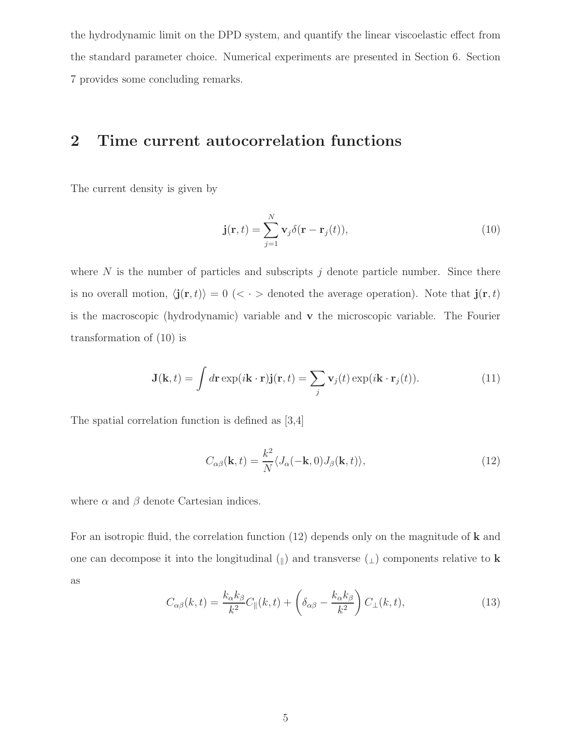the hydrodynamic limit on the DPD system, and quantify the linear viscoelastic effect from the standard parameter choice. Numerical experiments are presented in Section 6. Section 7 provides some concluding remarks.

## 2 Time current autocorrelation functions

The current density is given by

$$\mathbf{j}(\mathbf{r}, t) = \sum_{j=1}^{N} \mathbf{v}_j \delta(\mathbf{r} - \mathbf{r}_j(t)), \tag{10}$$

where $N$ is the number of particles and subscripts $j$ denote particle number. Since there is no overall motion, $\langle \mathbf{j}(\mathbf{r}, t) \rangle = 0$ ($< \cdot >$ denoted the average operation). Note that $\mathbf{j}(\mathbf{r}, t)$ is the macroscopic (hydrodynamic) variable and $\mathbf{v}$ the microscopic variable. The Fourier transformation of (10) is

$$\mathbf{J}(\mathbf{k}, t) = \int d\mathbf{r} \exp(i\mathbf{k} \cdot \mathbf{r}) \mathbf{j}(\mathbf{r}, t) = \sum_j \mathbf{v}_j(t) \exp(i\mathbf{k} \cdot \mathbf{r}_j(t)). \tag{11}$$

The spatial correlation function is defined as [3,4]

$$C_{\alpha\beta}(\mathbf{k}, t) = \frac{k^2}{N} \langle J_\alpha(-\mathbf{k}, 0) J_\beta(\mathbf{k}, t) \rangle, \tag{12}$$

where $\alpha$ and $\beta$ denote Cartesian indices.

For an isotropic fluid, the correlation function (12) depends only on the magnitude of $\mathbf{k}$ and one can decompose it into the longitudinal ($_\parallel$) and transverse ($_\perp$) components relative to $\mathbf{k}$ as

$$C_{\alpha\beta}(k, t) = \frac{k_\alpha k_\beta}{k^2} C_\parallel(k, t) + \left( \delta_{\alpha\beta} - \frac{k_\alpha k_\beta}{k^2} \right) C_\perp(k, t), \tag{13}$$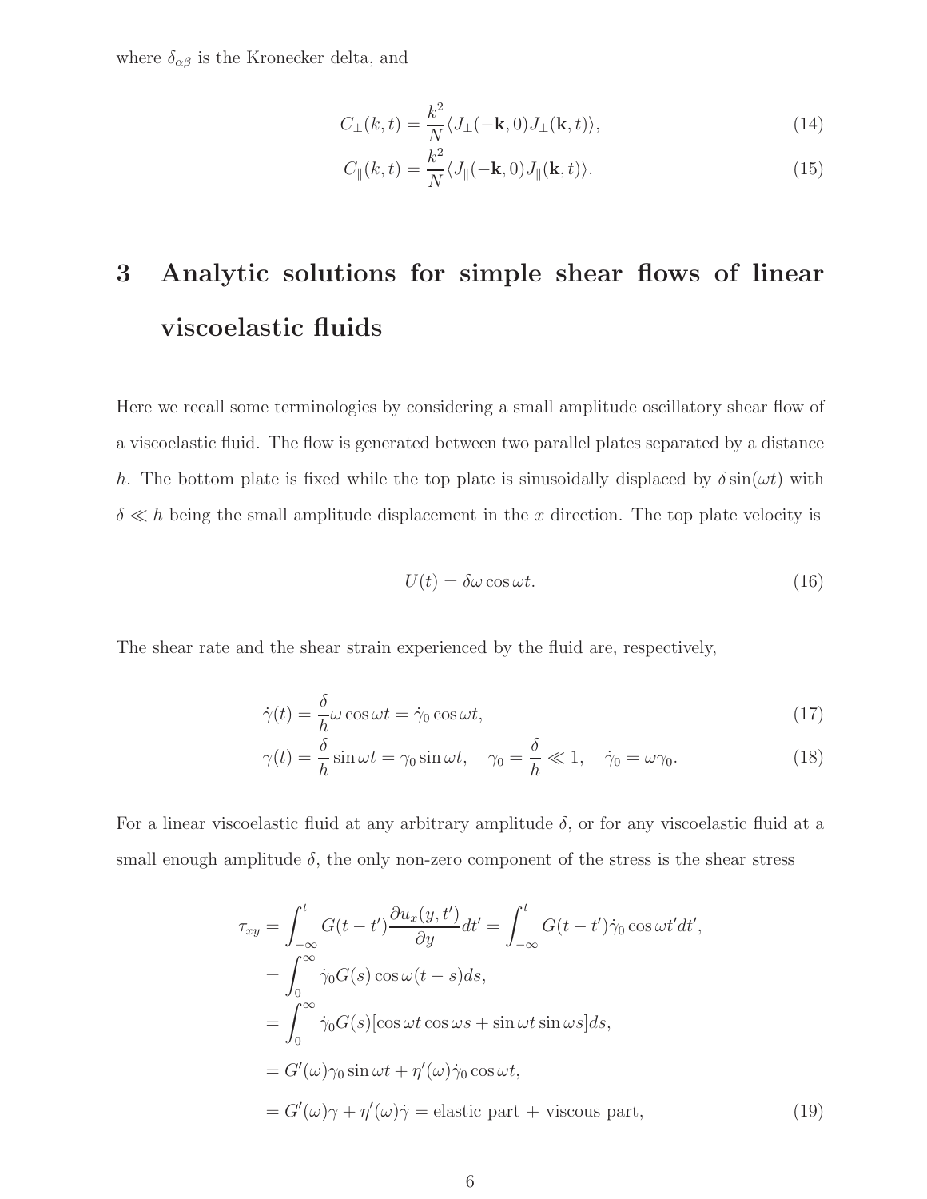where $\delta_{\alpha\beta}$ is the Kronecker delta, and

$$C_\perp(k,t) = \frac{k^2}{N}\langle J_\perp(-\mathbf{k},0)J_\perp(\mathbf{k},t)\rangle, \tag{14}$$

$$C_\parallel(k,t) = \frac{k^2}{N}\langle J_\parallel(-\mathbf{k},0)J_\parallel(\mathbf{k},t)\rangle. \tag{15}$$

# 3 Analytic solutions for simple shear flows of linear viscoelastic fluids

Here we recall some terminologies by considering a small amplitude oscillatory shear flow of a viscoelastic fluid. The flow is generated between two parallel plates separated by a distance $h$. The bottom plate is fixed while the top plate is sinusoidally displaced by $\delta\sin(\omega t)$ with $\delta \ll h$ being the small amplitude displacement in the $x$ direction. The top plate velocity is

$$U(t) = \delta\omega\cos\omega t. \tag{16}$$

The shear rate and the shear strain experienced by the fluid are, respectively,

$$\dot{\gamma}(t) = \frac{\delta}{h}\omega\cos\omega t = \dot{\gamma}_0\cos\omega t, \tag{17}$$

$$\gamma(t) = \frac{\delta}{h}\sin\omega t = \gamma_0\sin\omega t, \quad \gamma_0 = \frac{\delta}{h} \ll 1, \quad \dot{\gamma}_0 = \omega\gamma_0. \tag{18}$$

For a linear viscoelastic fluid at any arbitrary amplitude $\delta$, or for any viscoelastic fluid at a small enough amplitude $\delta$, the only non-zero component of the stress is the shear stress

$$\begin{aligned}
\tau_{xy} &= \int_{-\infty}^{t} G(t-t')\frac{\partial u_x(y,t')}{\partial y}dt' = \int_{-\infty}^{t} G(t-t')\dot{\gamma}_0\cos\omega t' dt', \\
&= \int_0^\infty \dot{\gamma}_0 G(s)\cos\omega(t-s)ds, \\
&= \int_0^\infty \dot{\gamma}_0 G(s)[\cos\omega t\cos\omega s + \sin\omega t\sin\omega s]ds, \\
&= G'(\omega)\gamma_0\sin\omega t + \eta'(\omega)\dot{\gamma}_0\cos\omega t, \\
&= G'(\omega)\gamma + \eta'(\omega)\dot{\gamma} = \text{elastic part + viscous part},
\end{aligned} \tag{19}$$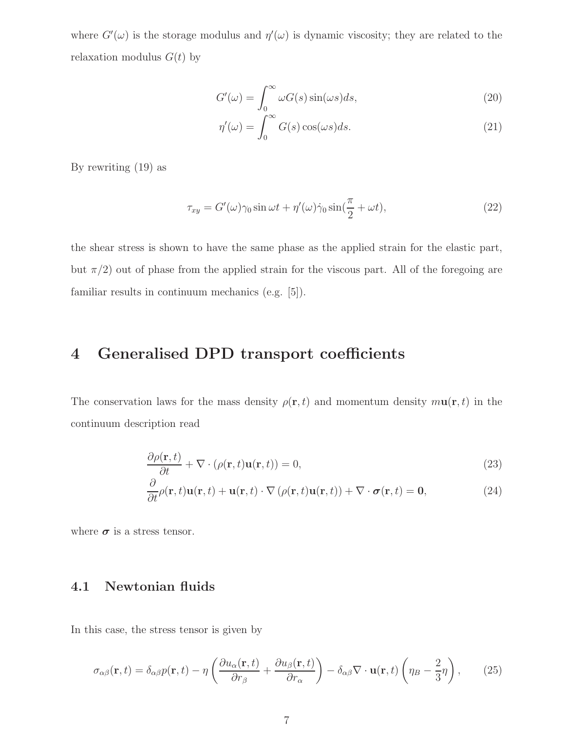where $G'(\omega)$ is the storage modulus and $\eta'(\omega)$ is dynamic viscosity; they are related to the relaxation modulus $G(t)$ by

$$G'(\omega) = \int_0^\infty \omega G(s) \sin(\omega s) ds, \tag{20}$$

$$\eta'(\omega) = \int_0^\infty G(s) \cos(\omega s) ds. \tag{21}$$

By rewriting (19) as

$$\tau_{xy} = G'(\omega)\gamma_0 \sin \omega t + \eta'(\omega)\dot{\gamma}_0 \sin(\frac{\pi}{2} + \omega t), \tag{22}$$

the shear stress is shown to have the same phase as the applied strain for the elastic part, but $\pi/2$) out of phase from the applied strain for the viscous part. All of the foregoing are familiar results in continuum mechanics (e.g. [5]).

# 4 Generalised DPD transport coefficients

The conservation laws for the mass density $\rho(\mathbf{r}, t)$ and momentum density $m\mathbf{u}(\mathbf{r}, t)$ in the continuum description read

$$\frac{\partial \rho(\mathbf{r}, t)}{\partial t} + \nabla \cdot (\rho(\mathbf{r}, t)\mathbf{u}(\mathbf{r}, t)) = 0, \tag{23}$$

$$\frac{\partial}{\partial t}\rho(\mathbf{r}, t)\mathbf{u}(\mathbf{r}, t) + \mathbf{u}(\mathbf{r}, t) \cdot \nabla (\rho(\mathbf{r}, t)\mathbf{u}(\mathbf{r}, t)) + \nabla \cdot \boldsymbol{\sigma}(\mathbf{r}, t) = \mathbf{0}, \tag{24}$$

where $\boldsymbol{\sigma}$ is a stress tensor.

## 4.1 Newtonian fluids

In this case, the stress tensor is given by

$$\sigma_{\alpha\beta}(\mathbf{r}, t) = \delta_{\alpha\beta} p(\mathbf{r}, t) - \eta \left( \frac{\partial u_\alpha(\mathbf{r}, t)}{\partial r_\beta} + \frac{\partial u_\beta(\mathbf{r}, t)}{\partial r_\alpha} \right) - \delta_{\alpha\beta} \nabla \cdot \mathbf{u}(\mathbf{r}, t) \left( \eta_B - \frac{2}{3}\eta \right), \tag{25}$$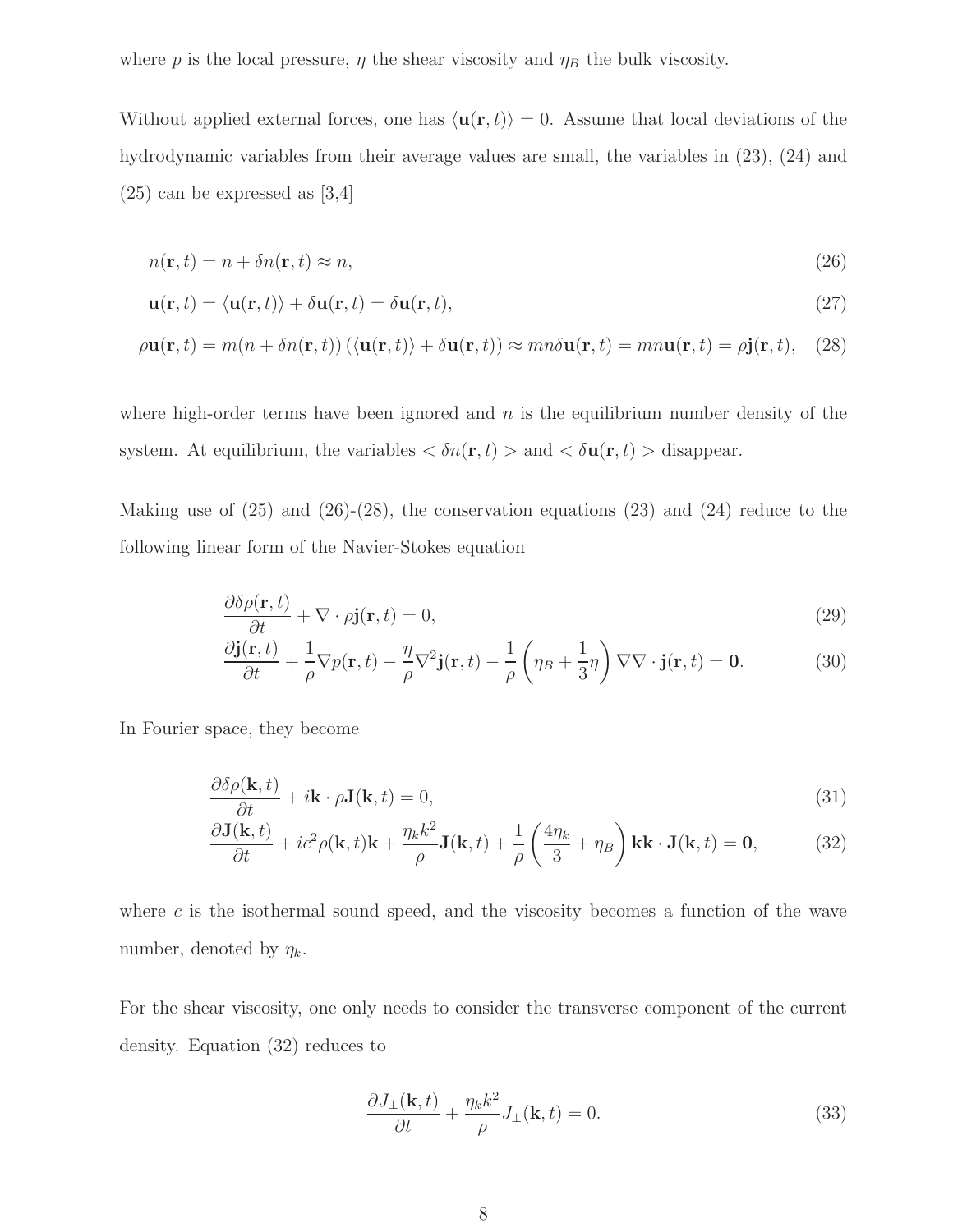where $p$ is the local pressure, $\eta$ the shear viscosity and $\eta_B$ the bulk viscosity.

Without applied external forces, one has $\langle \mathbf{u}(\mathbf{r}, t) \rangle = 0$. Assume that local deviations of the hydrodynamic variables from their average values are small, the variables in (23), (24) and (25) can be expressed as [3,4]

$$n(\mathbf{r}, t) = n + \delta n(\mathbf{r}, t) \approx n, \tag{26}$$

$$\mathbf{u}(\mathbf{r}, t) = \langle \mathbf{u}(\mathbf{r}, t) \rangle + \delta \mathbf{u}(\mathbf{r}, t) = \delta \mathbf{u}(\mathbf{r}, t), \tag{27}$$

$$\rho \mathbf{u}(\mathbf{r}, t) = m(n + \delta n(\mathbf{r}, t)) \left( \langle \mathbf{u}(\mathbf{r}, t) \rangle + \delta \mathbf{u}(\mathbf{r}, t) \right) \approx mn \delta \mathbf{u}(\mathbf{r}, t) = mn \mathbf{u}(\mathbf{r}, t) = \rho \mathbf{j}(\mathbf{r}, t), \tag{28}$$

where high-order terms have been ignored and $n$ is the equilibrium number density of the system. At equilibrium, the variables $< \delta n(\mathbf{r}, t) >$ and $< \delta \mathbf{u}(\mathbf{r}, t) >$ disappear.

Making use of (25) and (26)-(28), the conservation equations (23) and (24) reduce to the following linear form of the Navier-Stokes equation

$$\frac{\partial \delta \rho(\mathbf{r}, t)}{\partial t} + \nabla \cdot \rho \mathbf{j}(\mathbf{r}, t) = 0, \tag{29}$$

$$\frac{\partial \mathbf{j}(\mathbf{r}, t)}{\partial t} + \frac{1}{\rho} \nabla p(\mathbf{r}, t) - \frac{\eta}{\rho} \nabla^2 \mathbf{j}(\mathbf{r}, t) - \frac{1}{\rho} \left( \eta_B + \frac{1}{3} \eta \right) \nabla \nabla \cdot \mathbf{j}(\mathbf{r}, t) = \mathbf{0}. \tag{30}$$

In Fourier space, they become

$$\frac{\partial \delta \rho(\mathbf{k}, t)}{\partial t} + i \mathbf{k} \cdot \rho \mathbf{J}(\mathbf{k}, t) = 0, \tag{31}$$

$$\frac{\partial \mathbf{J}(\mathbf{k}, t)}{\partial t} + i c^2 \rho(\mathbf{k}, t) \mathbf{k} + \frac{\eta_k k^2}{\rho} \mathbf{J}(\mathbf{k}, t) + \frac{1}{\rho} \left( \frac{4 \eta_k}{3} + \eta_B \right) \mathbf{k} \mathbf{k} \cdot \mathbf{J}(\mathbf{k}, t) = \mathbf{0}, \tag{32}$$

where $c$ is the isothermal sound speed, and the viscosity becomes a function of the wave number, denoted by $\eta_k$.

For the shear viscosity, one only needs to consider the transverse component of the current density. Equation (32) reduces to

$$\frac{\partial J_\perp(\mathbf{k}, t)}{\partial t} + \frac{\eta_k k^2}{\rho} J_\perp(\mathbf{k}, t) = 0. \tag{33}$$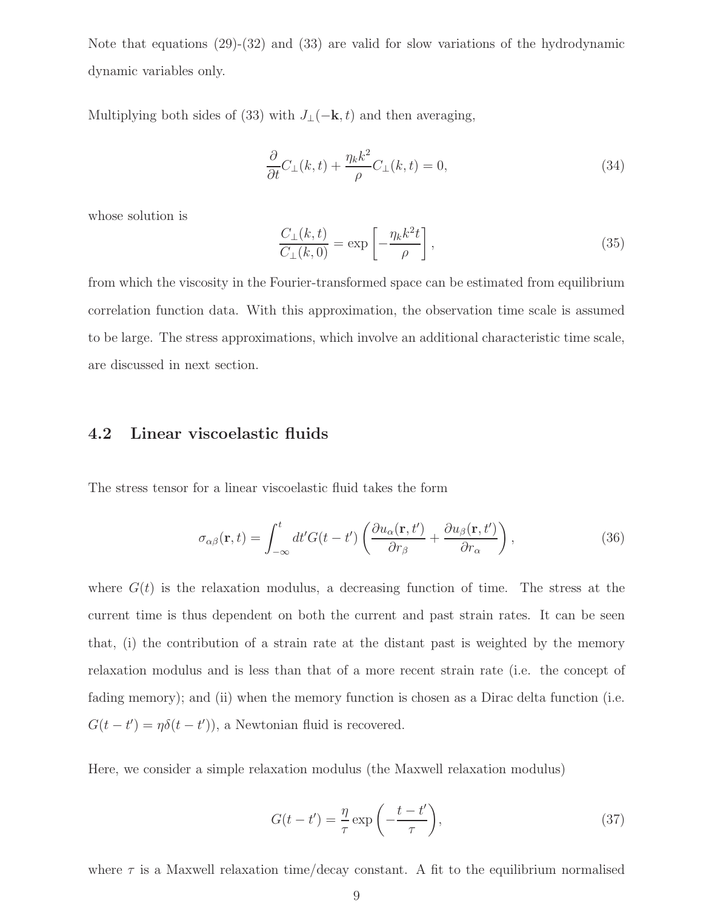Note that equations (29)-(32) and (33) are valid for slow variations of the hydrodynamic dynamic variables only.

Multiplying both sides of (33) with $J_\perp(-\mathbf{k}, t)$ and then averaging,

$$\frac{\partial}{\partial t} C_\perp(k,t) + \frac{\eta_k k^2}{\rho} C_\perp(k,t) = 0, \tag{34}$$

whose solution is

$$\frac{C_\perp(k,t)}{C_\perp(k,0)} = \exp\left[-\frac{\eta_k k^2 t}{\rho}\right], \tag{35}$$

from which the viscosity in the Fourier-transformed space can be estimated from equilibrium correlation function data. With this approximation, the observation time scale is assumed to be large. The stress approximations, which involve an additional characteristic time scale, are discussed in next section.

### 4.2 Linear viscoelastic fluids

The stress tensor for a linear viscoelastic fluid takes the form

$$\sigma_{\alpha\beta}(\mathbf{r}, t) = \int_{-\infty}^{t} dt' G(t - t') \left( \frac{\partial u_\alpha(\mathbf{r}, t')}{\partial r_\beta} + \frac{\partial u_\beta(\mathbf{r}, t')}{\partial r_\alpha} \right), \tag{36}$$

where $G(t)$ is the relaxation modulus, a decreasing function of time. The stress at the current time is thus dependent on both the current and past strain rates. It can be seen that, (i) the contribution of a strain rate at the distant past is weighted by the memory relaxation modulus and is less than that of a more recent strain rate (i.e. the concept of fading memory); and (ii) when the memory function is chosen as a Dirac delta function (i.e. $G(t - t') = \eta\delta(t - t')$), a Newtonian fluid is recovered.

Here, we consider a simple relaxation modulus (the Maxwell relaxation modulus)

$$G(t - t') = \frac{\eta}{\tau} \exp\left(-\frac{t - t'}{\tau}\right), \tag{37}$$

where $\tau$ is a Maxwell relaxation time/decay constant. A fit to the equilibrium normalised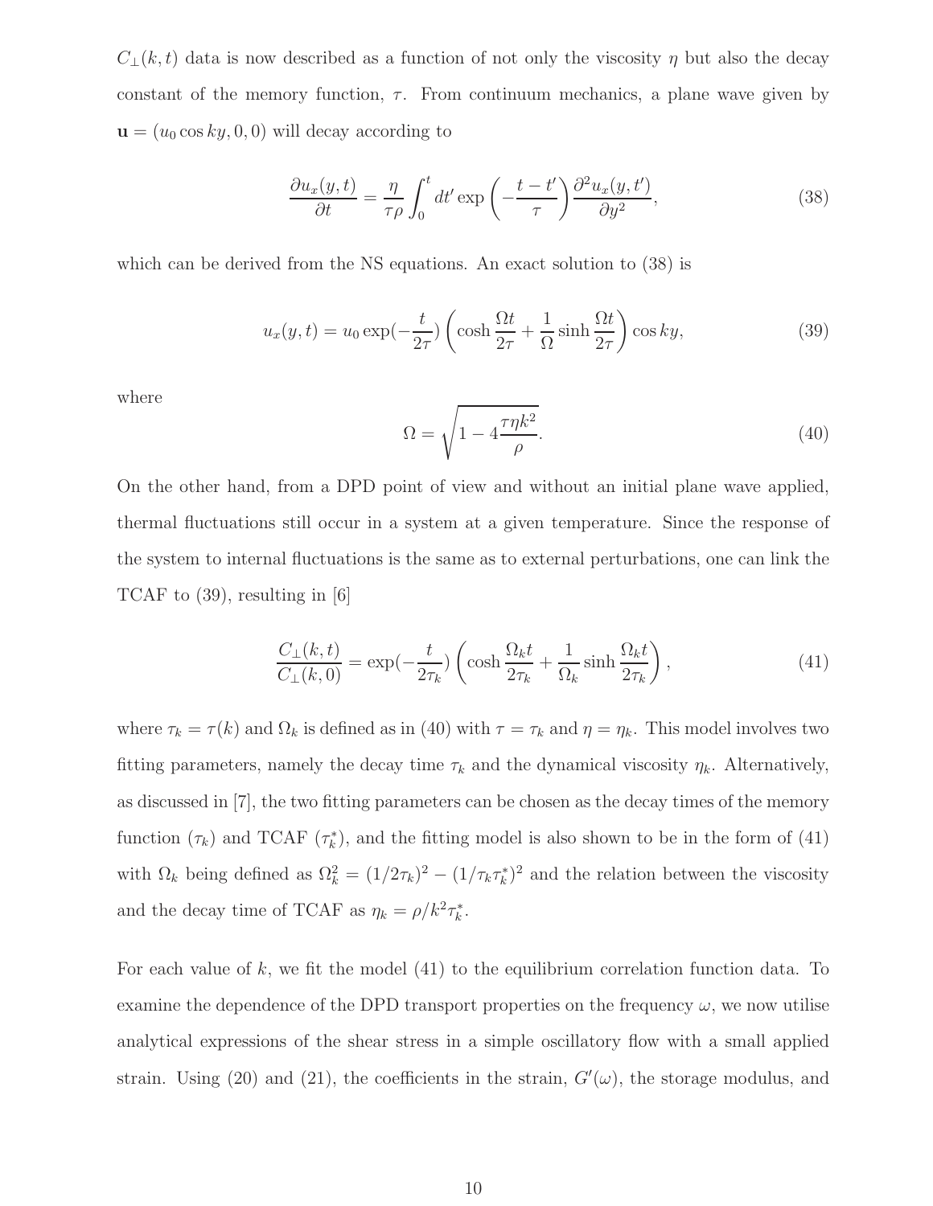$C_\perp(k,t)$ data is now described as a function of not only the viscosity $\eta$ but also the decay constant of the memory function, $\tau$. From continuum mechanics, a plane wave given by $\mathbf{u} = (u_0 \cos ky, 0, 0)$ will decay according to

$$\frac{\partial u_x(y,t)}{\partial t} = \frac{\eta}{\tau\rho} \int_0^t dt' \exp\left(-\frac{t-t'}{\tau}\right) \frac{\partial^2 u_x(y,t')}{\partial y^2}, \tag{38}$$

which can be derived from the NS equations. An exact solution to (38) is

$$u_x(y,t) = u_0 \exp(-\frac{t}{2\tau}) \left(\cosh \frac{\Omega t}{2\tau} + \frac{1}{\Omega} \sinh \frac{\Omega t}{2\tau}\right) \cos ky, \tag{39}$$

where

$$\Omega = \sqrt{1 - 4\frac{\tau\eta k^2}{\rho}}. \tag{40}$$

On the other hand, from a DPD point of view and without an initial plane wave applied, thermal fluctuations still occur in a system at a given temperature. Since the response of the system to internal fluctuations is the same as to external perturbations, one can link the TCAF to (39), resulting in [6]

$$\frac{C_\perp(k,t)}{C_\perp(k,0)} = \exp(-\frac{t}{2\tau_k}) \left(\cosh \frac{\Omega_k t}{2\tau_k} + \frac{1}{\Omega_k} \sinh \frac{\Omega_k t}{2\tau_k}\right), \tag{41}$$

where $\tau_k = \tau(k)$ and $\Omega_k$ is defined as in (40) with $\tau = \tau_k$ and $\eta = \eta_k$. This model involves two fitting parameters, namely the decay time $\tau_k$ and the dynamical viscosity $\eta_k$. Alternatively, as discussed in [7], the two fitting parameters can be chosen as the decay times of the memory function ($\tau_k$) and TCAF ($\tau_k^*$), and the fitting model is also shown to be in the form of (41) with $\Omega_k$ being defined as $\Omega_k^2 = (1/2\tau_k)^2 - (1/\tau_k\tau_k^*)^2$ and the relation between the viscosity and the decay time of TCAF as $\eta_k = \rho/k^2\tau_k^*$.

For each value of $k$, we fit the model (41) to the equilibrium correlation function data. To examine the dependence of the DPD transport properties on the frequency $\omega$, we now utilise analytical expressions of the shear stress in a simple oscillatory flow with a small applied strain. Using (20) and (21), the coefficients in the strain, $G'(\omega)$, the storage modulus, and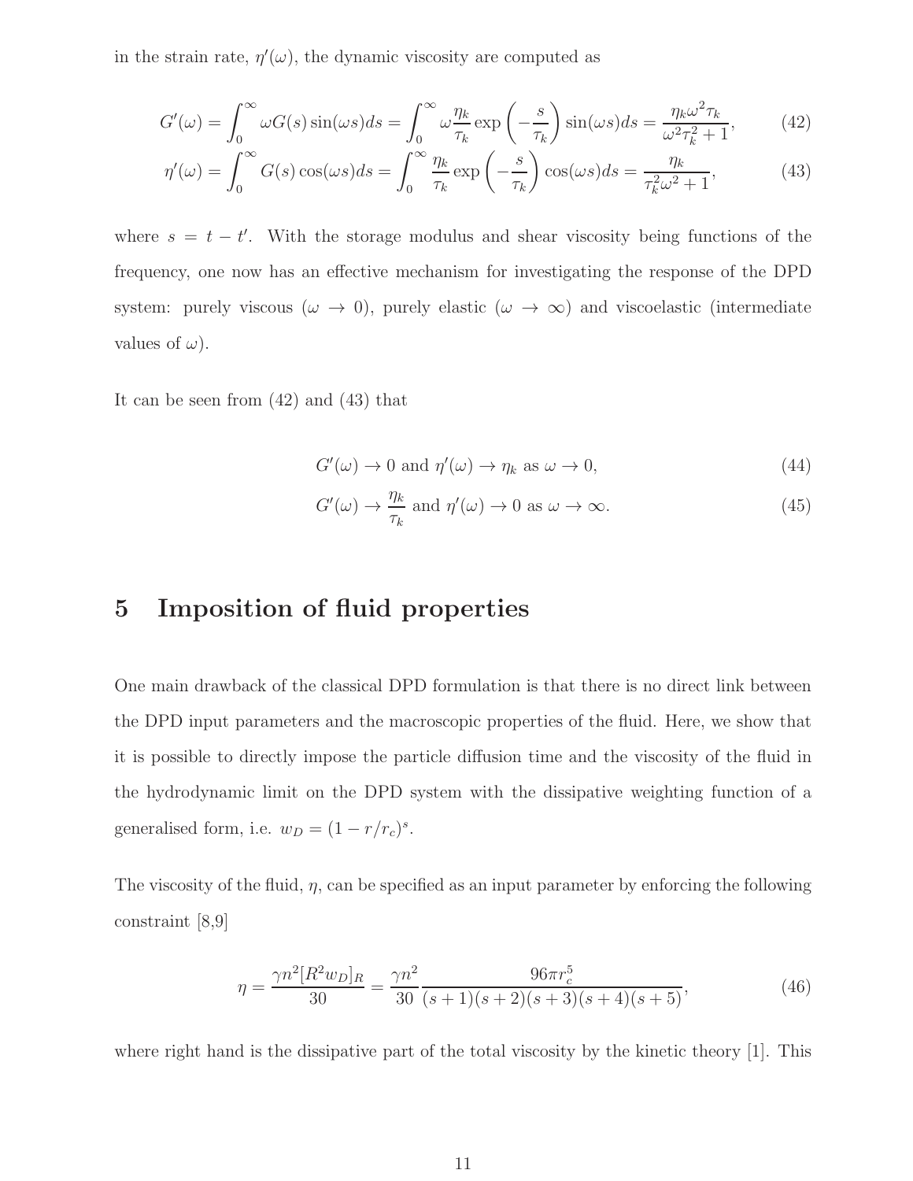in the strain rate, $\eta'(\omega)$, the dynamic viscosity are computed as

$$G'(\omega) = \int_0^\infty \omega G(s) \sin(\omega s) ds = \int_0^\infty \omega \frac{\eta_k}{\tau_k} \exp\left(-\frac{s}{\tau_k}\right) \sin(\omega s) ds = \frac{\eta_k \omega^2 \tau_k}{\omega^2 \tau_k^2 + 1}, \tag{42}$$

$$\eta'(\omega) = \int_0^\infty G(s) \cos(\omega s) ds = \int_0^\infty \frac{\eta_k}{\tau_k} \exp\left(-\frac{s}{\tau_k}\right) \cos(\omega s) ds = \frac{\eta_k}{\tau_k^2 \omega^2 + 1}, \tag{43}$$

where $s = t - t'$. With the storage modulus and shear viscosity being functions of the frequency, one now has an effective mechanism for investigating the response of the DPD system: purely viscous ($\omega \to 0$), purely elastic ($\omega \to \infty$) and viscoelastic (intermediate values of $\omega$).

It can be seen from (42) and (43) that

$$G'(\omega) \to 0 \text{ and } \eta'(\omega) \to \eta_k \text{ as } \omega \to 0, \tag{44}$$

$$G'(\omega) \to \frac{\eta_k}{\tau_k} \text{ and } \eta'(\omega) \to 0 \text{ as } \omega \to \infty. \tag{45}$$

# 5 Imposition of fluid properties

One main drawback of the classical DPD formulation is that there is no direct link between the DPD input parameters and the macroscopic properties of the fluid. Here, we show that it is possible to directly impose the particle diffusion time and the viscosity of the fluid in the hydrodynamic limit on the DPD system with the dissipative weighting function of a generalised form, i.e. $w_D = (1 - r/r_c)^s$.

The viscosity of the fluid, $\eta$, can be specified as an input parameter by enforcing the following constraint [8,9]

$$\eta = \frac{\gamma n^2 [R^2 w_D]_R}{30} = \frac{\gamma n^2}{30} \frac{96 \pi r_c^5}{(s+1)(s+2)(s+3)(s+4)(s+5)}, \tag{46}$$

where right hand is the dissipative part of the total viscosity by the kinetic theory [1]. This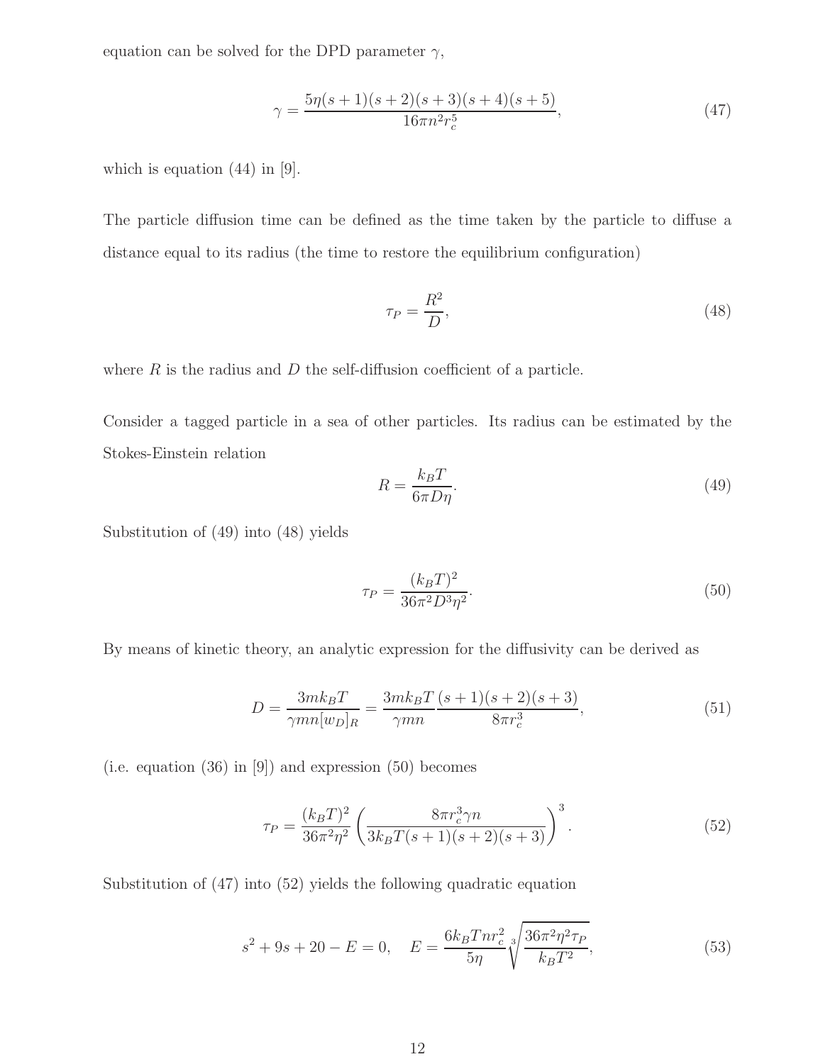equation can be solved for the DPD parameter $\gamma$,

$$\gamma = \frac{5\eta(s+1)(s+2)(s+3)(s+4)(s+5)}{16\pi n^2 r_c^5}, \tag{47}$$

which is equation (44) in [9].

The particle diffusion time can be defined as the time taken by the particle to diffuse a distance equal to its radius (the time to restore the equilibrium configuration)

$$\tau_P = \frac{R^2}{D}, \tag{48}$$

where $R$ is the radius and $D$ the self-diffusion coefficient of a particle.

Consider a tagged particle in a sea of other particles. Its radius can be estimated by the Stokes-Einstein relation

$$R = \frac{k_B T}{6\pi D\eta}. \tag{49}$$

Substitution of (49) into (48) yields

$$\tau_P = \frac{(k_B T)^2}{36\pi^2 D^3 \eta^2}. \tag{50}$$

By means of kinetic theory, an analytic expression for the diffusivity can be derived as

$$D = \frac{3mk_B T}{\gamma mn[w_D]_R} = \frac{3mk_B T}{\gamma mn}\frac{(s+1)(s+2)(s+3)}{8\pi r_c^3}, \tag{51}$$

(i.e. equation (36) in [9]) and expression (50) becomes

$$\tau_P = \frac{(k_B T)^2}{36\pi^2\eta^2}\left(\frac{8\pi r_c^3 \gamma n}{3k_B T(s+1)(s+2)(s+3)}\right)^3. \tag{52}$$

Substitution of (47) into (52) yields the following quadratic equation

$$s^2 + 9s + 20 - E = 0, \quad E = \frac{6k_B T n r_c^2}{5\eta}\sqrt[3]{\frac{36\pi^2\eta^2\tau_P}{k_B T^2}}, \tag{53}$$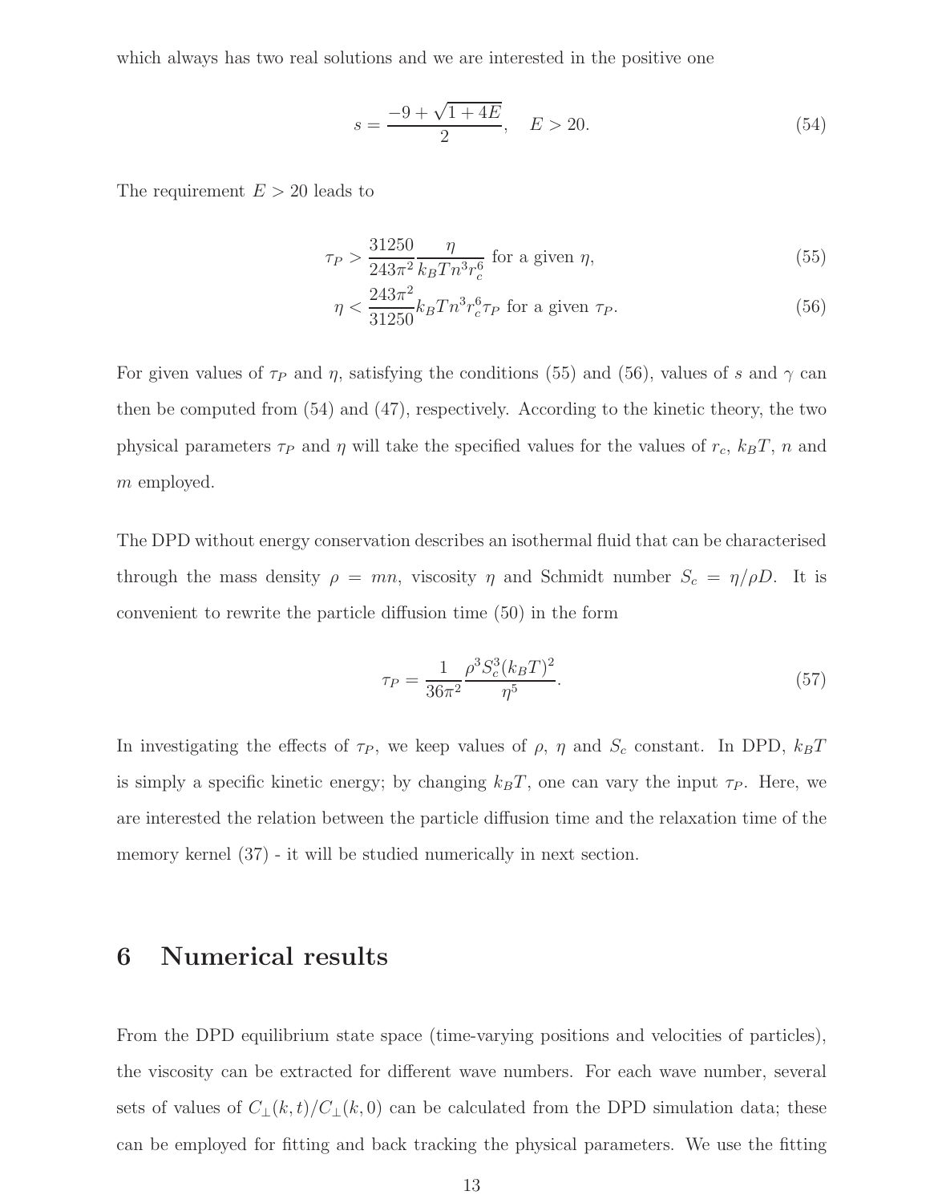which always has two real solutions and we are interested in the positive one

$$s = \frac{-9 + \sqrt{1 + 4E}}{2}, \quad E > 20. \tag{54}$$

The requirement $E > 20$ leads to

$$\tau_P > \frac{31250}{243\pi^2} \frac{\eta}{k_B T n^3 r_c^6} \text{ for a given } \eta, \tag{55}$$

$$\eta < \frac{243\pi^2}{31250} k_B T n^3 r_c^6 \tau_P \text{ for a given } \tau_P. \tag{56}$$

For given values of $\tau_P$ and $\eta$, satisfying the conditions (55) and (56), values of $s$ and $\gamma$ can then be computed from (54) and (47), respectively. According to the kinetic theory, the two physical parameters $\tau_P$ and $\eta$ will take the specified values for the values of $r_c$, $k_B T$, $n$ and $m$ employed.

The DPD without energy conservation describes an isothermal fluid that can be characterised through the mass density $\rho = mn$, viscosity $\eta$ and Schmidt number $S_c = \eta/\rho D$. It is convenient to rewrite the particle diffusion time (50) in the form

$$\tau_P = \frac{1}{36\pi^2} \frac{\rho^3 S_c^3 (k_B T)^2}{\eta^5}. \tag{57}$$

In investigating the effects of $\tau_P$, we keep values of $\rho$, $\eta$ and $S_c$ constant. In DPD, $k_B T$ is simply a specific kinetic energy; by changing $k_B T$, one can vary the input $\tau_P$. Here, we are interested the relation between the particle diffusion time and the relaxation time of the memory kernel (37) - it will be studied numerically in next section.

# 6 Numerical results

From the DPD equilibrium state space (time-varying positions and velocities of particles), the viscosity can be extracted for different wave numbers. For each wave number, several sets of values of $C_\perp(k, t)/C_\perp(k, 0)$ can be calculated from the DPD simulation data; these can be employed for fitting and back tracking the physical parameters. We use the fitting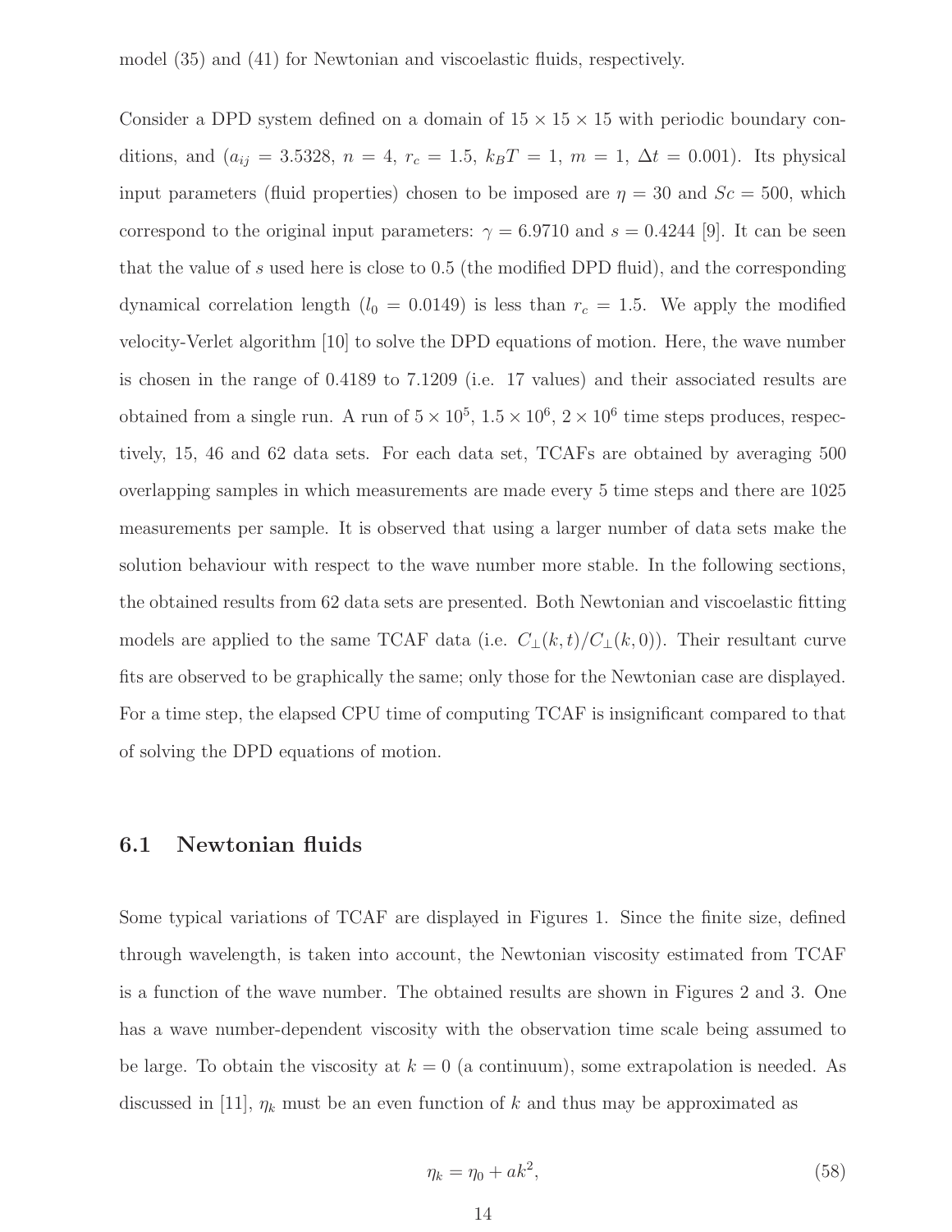model (35) and (41) for Newtonian and viscoelastic fluids, respectively.

Consider a DPD system defined on a domain of $15 \times 15 \times 15$ with periodic boundary conditions, and ($a_{ij} = 3.5328$, $n = 4$, $r_c = 1.5$, $k_BT = 1$, $m = 1$, $\Delta t = 0.001$). Its physical input parameters (fluid properties) chosen to be imposed are $\eta = 30$ and $Sc = 500$, which correspond to the original input parameters: $\gamma = 6.9710$ and $s = 0.4244$ [9]. It can be seen that the value of $s$ used here is close to 0.5 (the modified DPD fluid), and the corresponding dynamical correlation length ($l_0 = 0.0149$) is less than $r_c = 1.5$. We apply the modified velocity-Verlet algorithm [10] to solve the DPD equations of motion. Here, the wave number is chosen in the range of 0.4189 to 7.1209 (i.e. 17 values) and their associated results are obtained from a single run. A run of $5 \times 10^5$, $1.5 \times 10^6$, $2 \times 10^6$ time steps produces, respectively, 15, 46 and 62 data sets. For each data set, TCAFs are obtained by averaging 500 overlapping samples in which measurements are made every 5 time steps and there are 1025 measurements per sample. It is observed that using a larger number of data sets make the solution behaviour with respect to the wave number more stable. In the following sections, the obtained results from 62 data sets are presented. Both Newtonian and viscoelastic fitting models are applied to the same TCAF data (i.e. $C_\perp(k,t)/C_\perp(k,0)$). Their resultant curve fits are observed to be graphically the same; only those for the Newtonian case are displayed. For a time step, the elapsed CPU time of computing TCAF is insignificant compared to that of solving the DPD equations of motion.

## 6.1 Newtonian fluids

Some typical variations of TCAF are displayed in Figures 1. Since the finite size, defined through wavelength, is taken into account, the Newtonian viscosity estimated from TCAF is a function of the wave number. The obtained results are shown in Figures 2 and 3. One has a wave number-dependent viscosity with the observation time scale being assumed to be large. To obtain the viscosity at $k = 0$ (a continuum), some extrapolation is needed. As discussed in [11], $\eta_k$ must be an even function of $k$ and thus may be approximated as

$$\eta_k = \eta_0 + ak^2, \tag{58}$$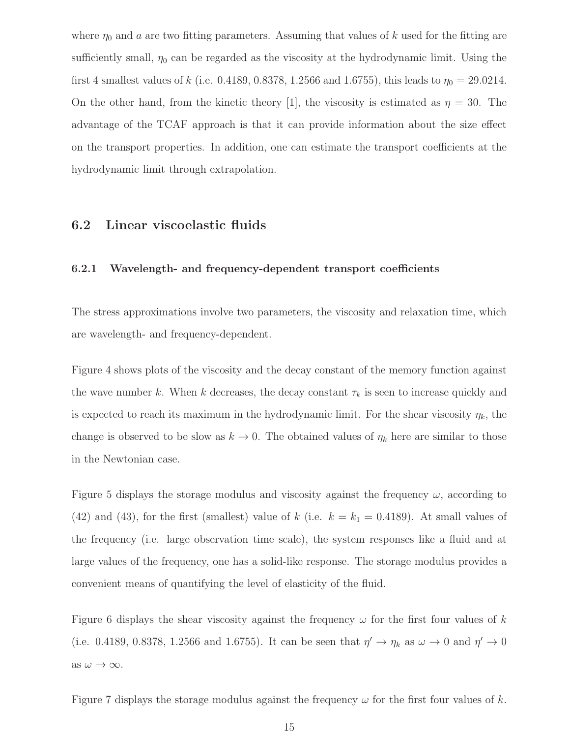where $\eta_0$ and $a$ are two fitting parameters. Assuming that values of $k$ used for the fitting are sufficiently small, $\eta_0$ can be regarded as the viscosity at the hydrodynamic limit. Using the first 4 smallest values of $k$ (i.e. 0.4189, 0.8378, 1.2566 and 1.6755), this leads to $\eta_0 = 29.0214$. On the other hand, from the kinetic theory [1], the viscosity is estimated as $\eta = 30$. The advantage of the TCAF approach is that it can provide information about the size effect on the transport properties. In addition, one can estimate the transport coefficients at the hydrodynamic limit through extrapolation.

## 6.2 Linear viscoelastic fluids

### 6.2.1 Wavelength- and frequency-dependent transport coefficients

The stress approximations involve two parameters, the viscosity and relaxation time, which are wavelength- and frequency-dependent.

Figure 4 shows plots of the viscosity and the decay constant of the memory function against the wave number $k$. When $k$ decreases, the decay constant $\tau_k$ is seen to increase quickly and is expected to reach its maximum in the hydrodynamic limit. For the shear viscosity $\eta_k$, the change is observed to be slow as $k \to 0$. The obtained values of $\eta_k$ here are similar to those in the Newtonian case.

Figure 5 displays the storage modulus and viscosity against the frequency $\omega$, according to (42) and (43), for the first (smallest) value of $k$ (i.e. $k = k_1 = 0.4189$). At small values of the frequency (i.e. large observation time scale), the system responses like a fluid and at large values of the frequency, one has a solid-like response. The storage modulus provides a convenient means of quantifying the level of elasticity of the fluid.

Figure 6 displays the shear viscosity against the frequency $\omega$ for the first four values of $k$ (i.e. 0.4189, 0.8378, 1.2566 and 1.6755). It can be seen that $\eta' \to \eta_k$ as $\omega \to 0$ and $\eta' \to 0$ as $\omega \to \infty$.

Figure 7 displays the storage modulus against the frequency $\omega$ for the first four values of $k$.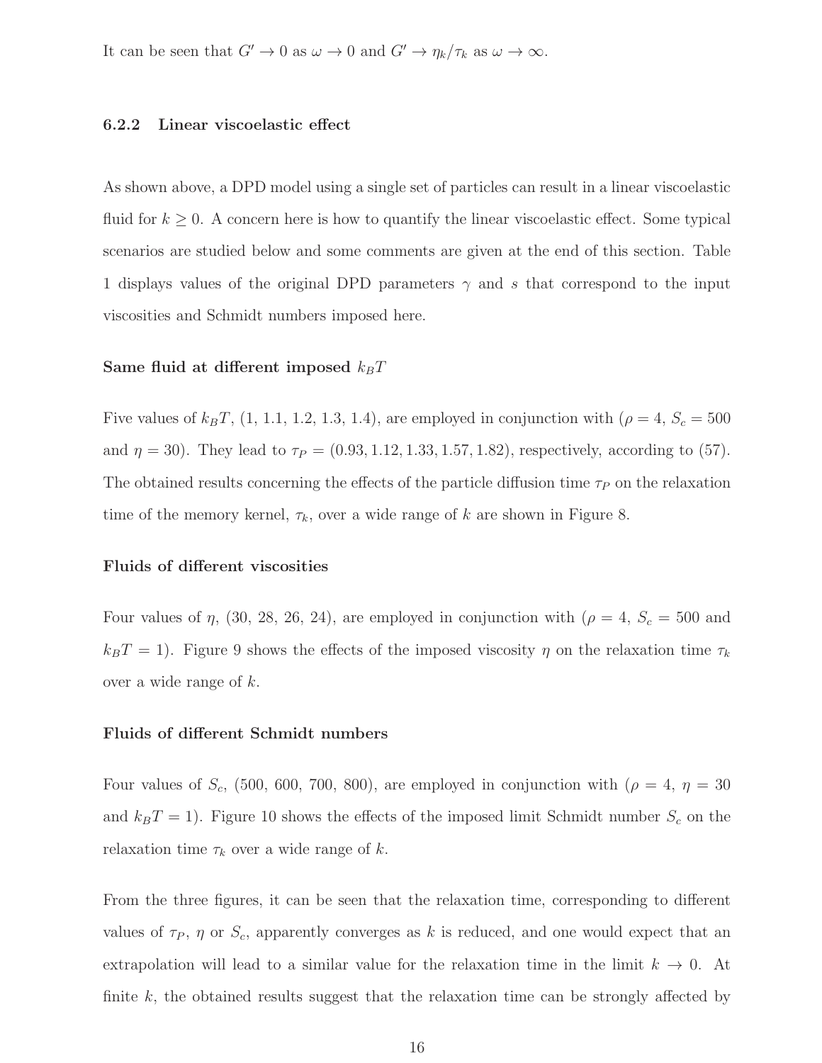It can be seen that $G' \to 0$ as $\omega \to 0$ and $G' \to \eta_k/\tau_k$ as $\omega \to \infty$.

### 6.2.2 Linear viscoelastic effect

As shown above, a DPD model using a single set of particles can result in a linear viscoelastic fluid for $k \geq 0$. A concern here is how to quantify the linear viscoelastic effect. Some typical scenarios are studied below and some comments are given at the end of this section. Table 1 displays values of the original DPD parameters $\gamma$ and $s$ that correspond to the input viscosities and Schmidt numbers imposed here.

#### Same fluid at different imposed $k_BT$

Five values of $k_BT$, (1, 1.1, 1.2, 1.3, 1.4), are employed in conjunction with ($\rho = 4$, $S_c = 500$ and $\eta = 30$). They lead to $\tau_P = (0.93, 1.12, 1.33, 1.57, 1.82)$, respectively, according to (57). The obtained results concerning the effects of the particle diffusion time $\tau_P$ on the relaxation time of the memory kernel, $\tau_k$, over a wide range of $k$ are shown in Figure 8.

#### Fluids of different viscosities

Four values of $\eta$, (30, 28, 26, 24), are employed in conjunction with ($\rho = 4$, $S_c = 500$ and $k_BT = 1$). Figure 9 shows the effects of the imposed viscosity $\eta$ on the relaxation time $\tau_k$ over a wide range of $k$.

#### Fluids of different Schmidt numbers

Four values of $S_c$, (500, 600, 700, 800), are employed in conjunction with ($\rho = 4$, $\eta = 30$ and $k_BT = 1$). Figure 10 shows the effects of the imposed limit Schmidt number $S_c$ on the relaxation time $\tau_k$ over a wide range of $k$.

From the three figures, it can be seen that the relaxation time, corresponding to different values of $\tau_P$, $\eta$ or $S_c$, apparently converges as $k$ is reduced, and one would expect that an extrapolation will lead to a similar value for the relaxation time in the limit $k \to 0$. At finite $k$, the obtained results suggest that the relaxation time can be strongly affected by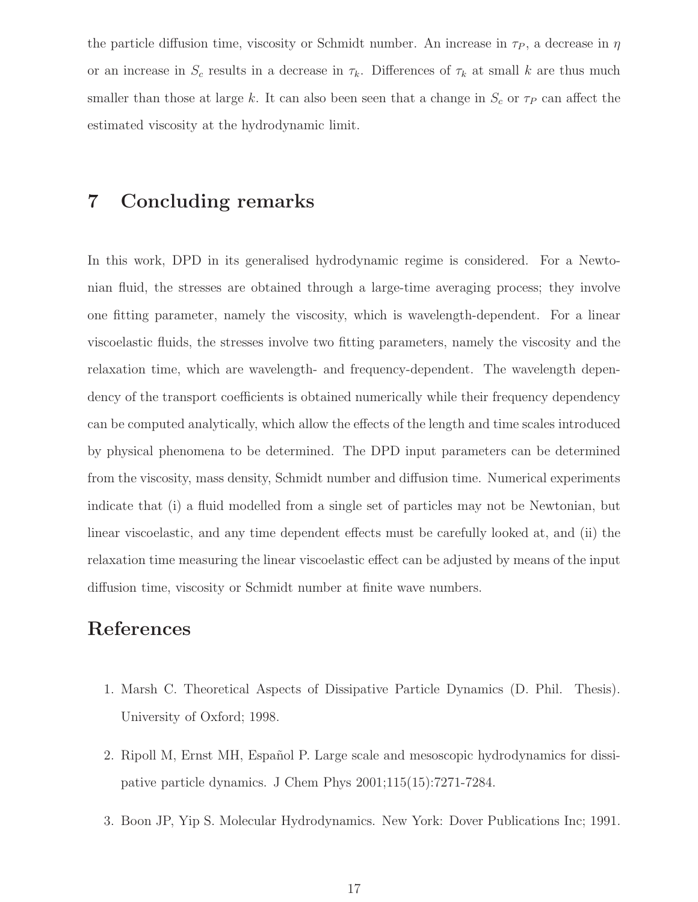the particle diffusion time, viscosity or Schmidt number. An increase in $\tau_P$, a decrease in $\eta$ or an increase in $S_c$ results in a decrease in $\tau_k$. Differences of $\tau_k$ at small $k$ are thus much smaller than those at large $k$. It can also been seen that a change in $S_c$ or $\tau_P$ can affect the estimated viscosity at the hydrodynamic limit.

# 7 Concluding remarks

In this work, DPD in its generalised hydrodynamic regime is considered. For a Newtonian fluid, the stresses are obtained through a large-time averaging process; they involve one fitting parameter, namely the viscosity, which is wavelength-dependent. For a linear viscoelastic fluids, the stresses involve two fitting parameters, namely the viscosity and the relaxation time, which are wavelength- and frequency-dependent. The wavelength dependency of the transport coefficients is obtained numerically while their frequency dependency can be computed analytically, which allow the effects of the length and time scales introduced by physical phenomena to be determined. The DPD input parameters can be determined from the viscosity, mass density, Schmidt number and diffusion time. Numerical experiments indicate that (i) a fluid modelled from a single set of particles may not be Newtonian, but linear viscoelastic, and any time dependent effects must be carefully looked at, and (ii) the relaxation time measuring the linear viscoelastic effect can be adjusted by means of the input diffusion time, viscosity or Schmidt number at finite wave numbers.

# References

1. Marsh C. Theoretical Aspects of Dissipative Particle Dynamics (D. Phil. Thesis). University of Oxford; 1998.

2. Ripoll M, Ernst MH, Español P. Large scale and mesoscopic hydrodynamics for dissipative particle dynamics. J Chem Phys 2001;115(15):7271-7284.

3. Boon JP, Yip S. Molecular Hydrodynamics. New York: Dover Publications Inc; 1991.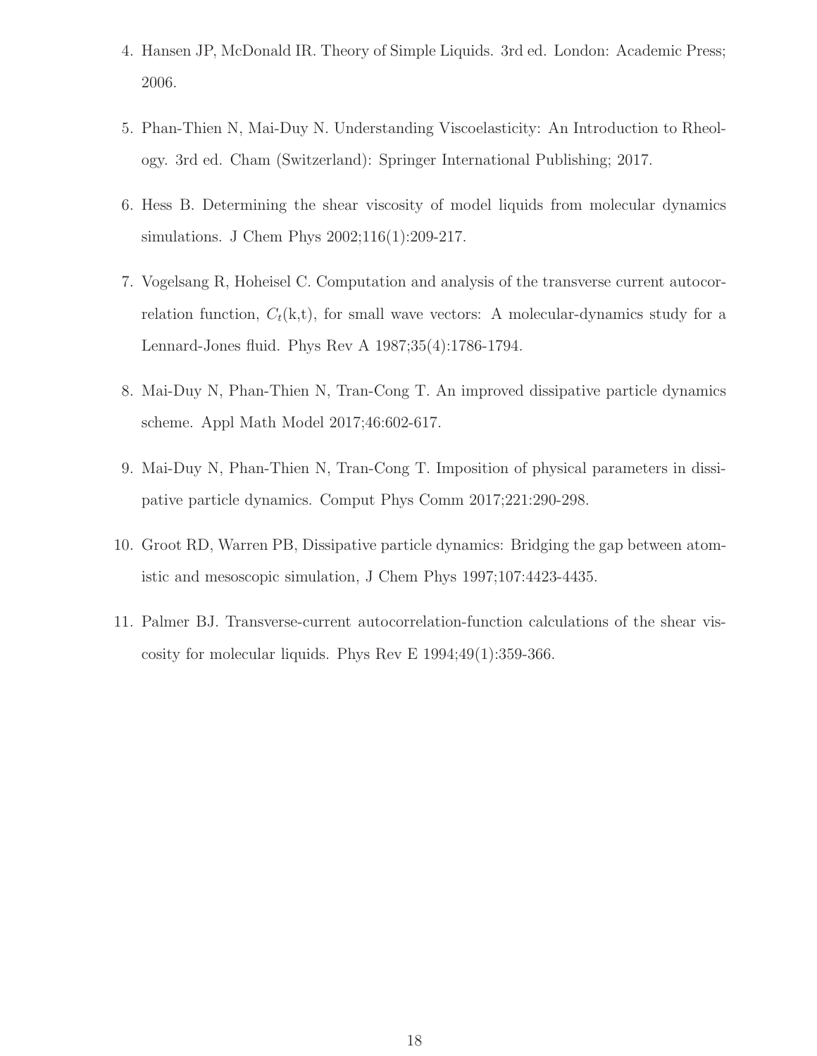4. Hansen JP, McDonald IR. Theory of Simple Liquids. 3rd ed. London: Academic Press; 2006.

5. Phan-Thien N, Mai-Duy N. Understanding Viscoelasticity: An Introduction to Rheology. 3rd ed. Cham (Switzerland): Springer International Publishing; 2017.

6. Hess B. Determining the shear viscosity of model liquids from molecular dynamics simulations. J Chem Phys 2002;116(1):209-217.

7. Vogelsang R, Hoheisel C. Computation and analysis of the transverse current autocorrelation function, $C_t$(k,t), for small wave vectors: A molecular-dynamics study for a Lennard-Jones fluid. Phys Rev A 1987;35(4):1786-1794.

8. Mai-Duy N, Phan-Thien N, Tran-Cong T. An improved dissipative particle dynamics scheme. Appl Math Model 2017;46:602-617.

9. Mai-Duy N, Phan-Thien N, Tran-Cong T. Imposition of physical parameters in dissipative particle dynamics. Comput Phys Comm 2017;221:290-298.

10. Groot RD, Warren PB, Dissipative particle dynamics: Bridging the gap between atomistic and mesoscopic simulation, J Chem Phys 1997;107:4423-4435.

11. Palmer BJ. Transverse-current autocorrelation-function calculations of the shear viscosity for molecular liquids. Phys Rev E 1994;49(1):359-366.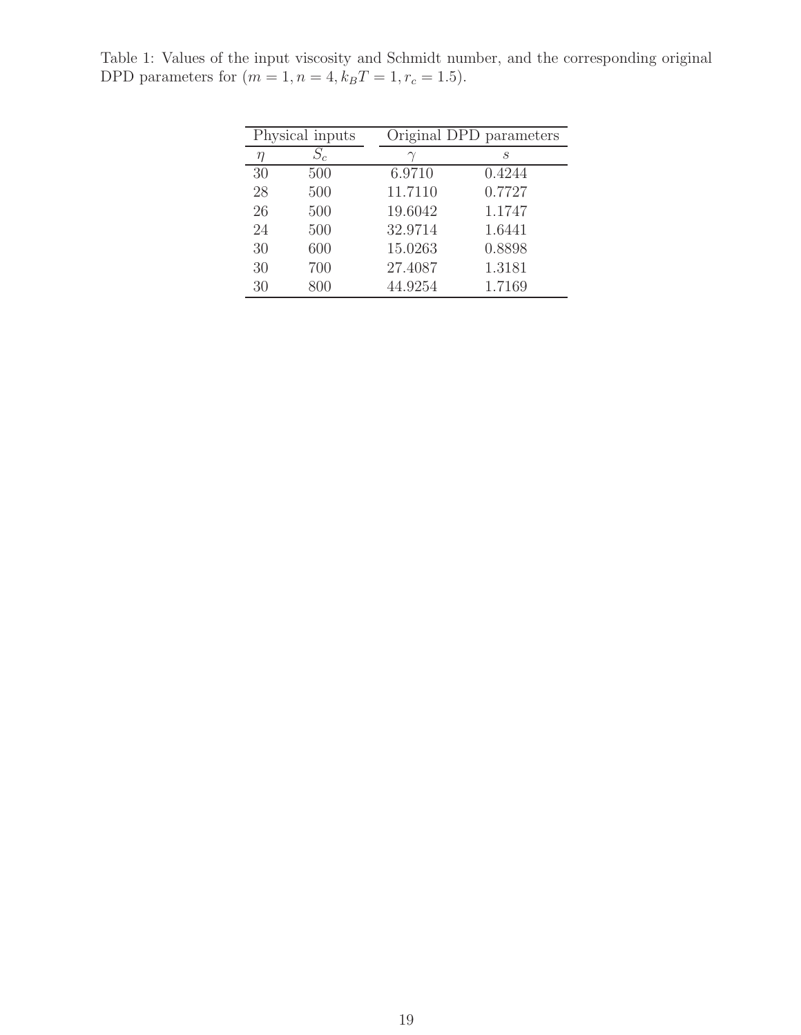Table 1: Values of the input viscosity and Schmidt number, and the corresponding original DPD parameters for $(m = 1, n = 4, k_BT = 1, r_c = 1.5)$.

| Physical inputs | | Original DPD parameters | |
|---|---|---|---|
| $\eta$ | $S_c$ | $\gamma$ | $s$ |
| 30 | 500 | 6.9710 | 0.4244 |
| 28 | 500 | 11.7110 | 0.7727 |
| 26 | 500 | 19.6042 | 1.1747 |
| 24 | 500 | 32.9714 | 1.6441 |
| 30 | 600 | 15.0263 | 0.8898 |
| 30 | 700 | 27.4087 | 1.3181 |
| 30 | 800 | 44.9254 | 1.7169 |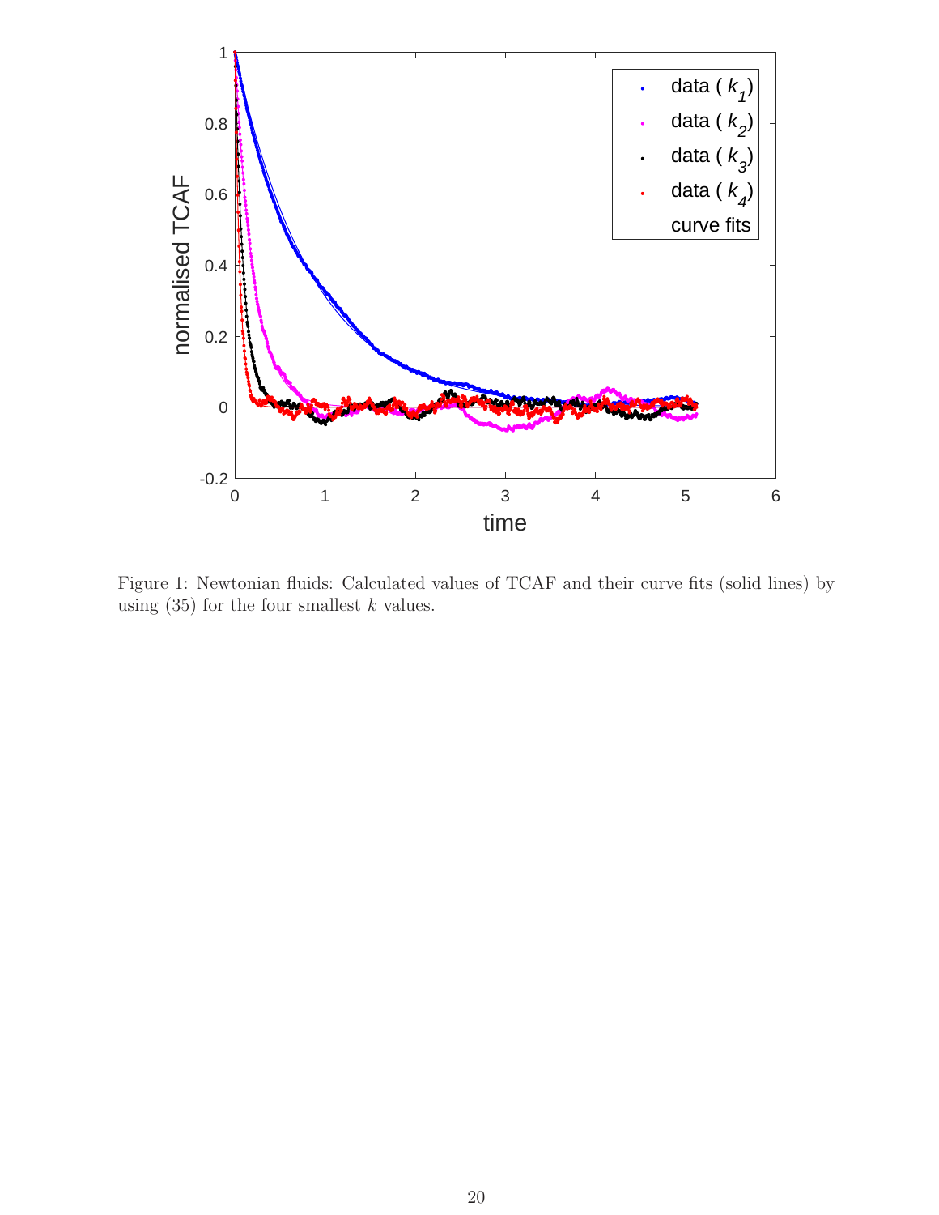Figure 1: Newtonian fluids: Calculated values of TCAF and their curve fits (solid lines) by using (35) for the four smallest $k$ values.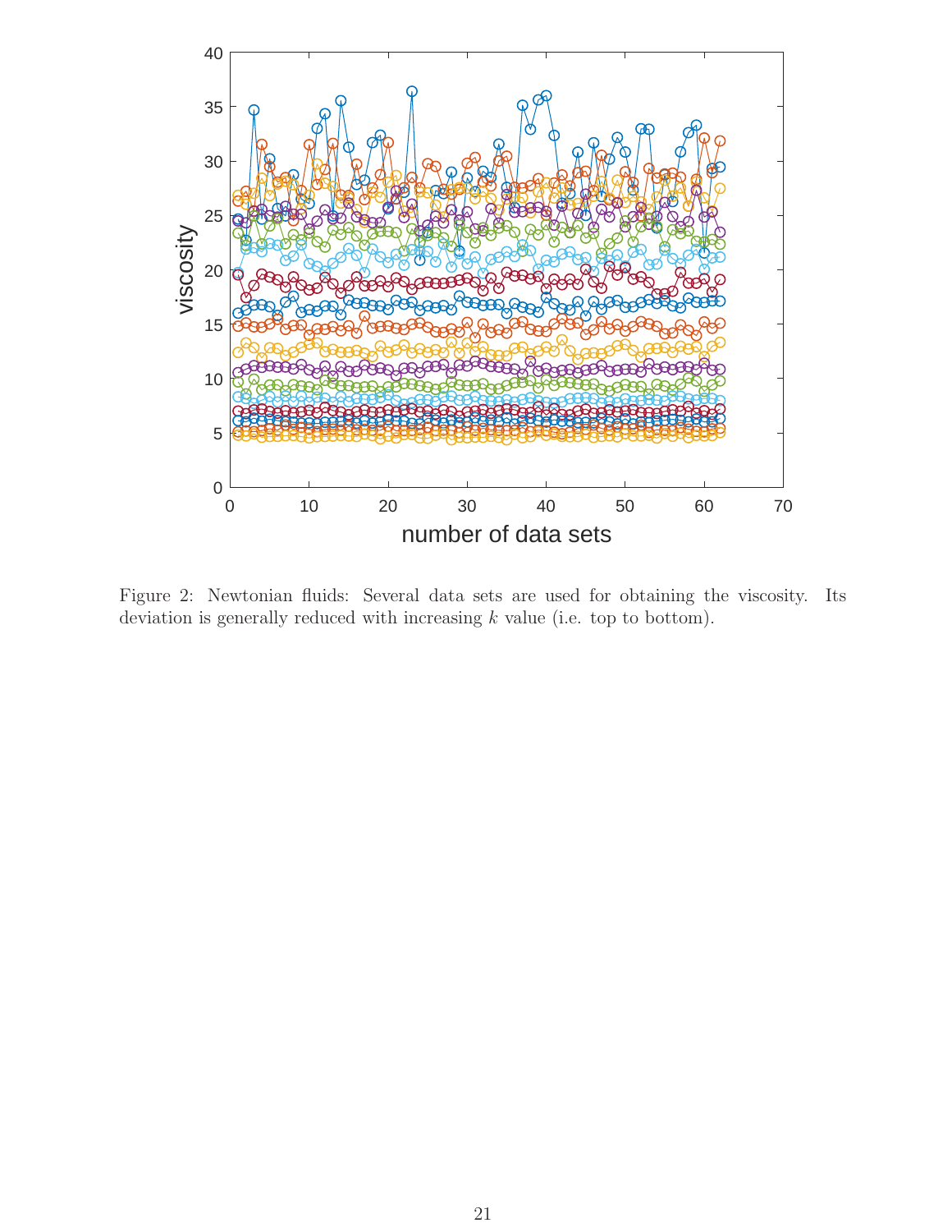Figure 2: Newtonian fluids: Several data sets are used for obtaining the viscosity. Its deviation is generally reduced with increasing $k$ value (i.e. top to bottom).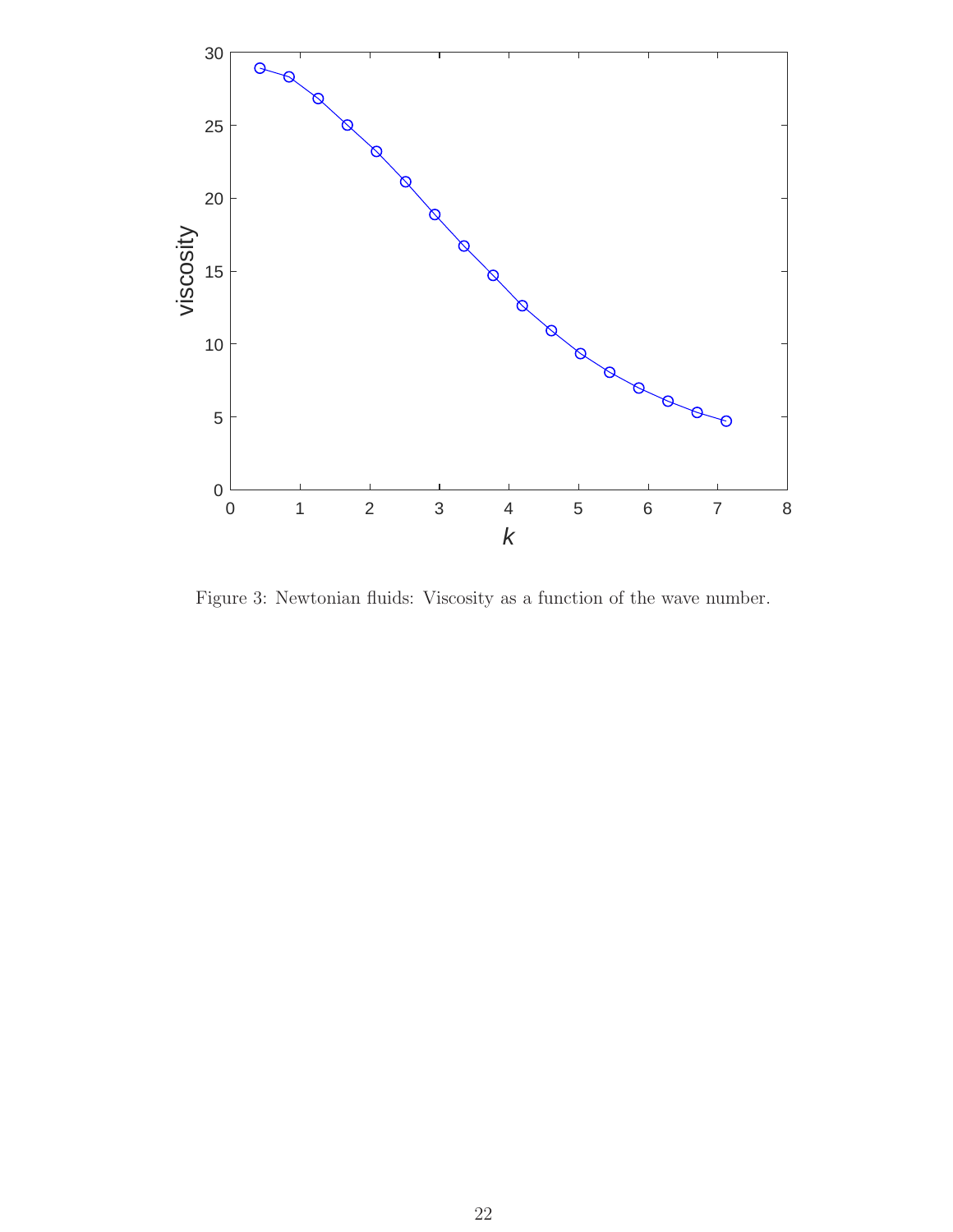Figure 3: Newtonian fluids: Viscosity as a function of the wave number.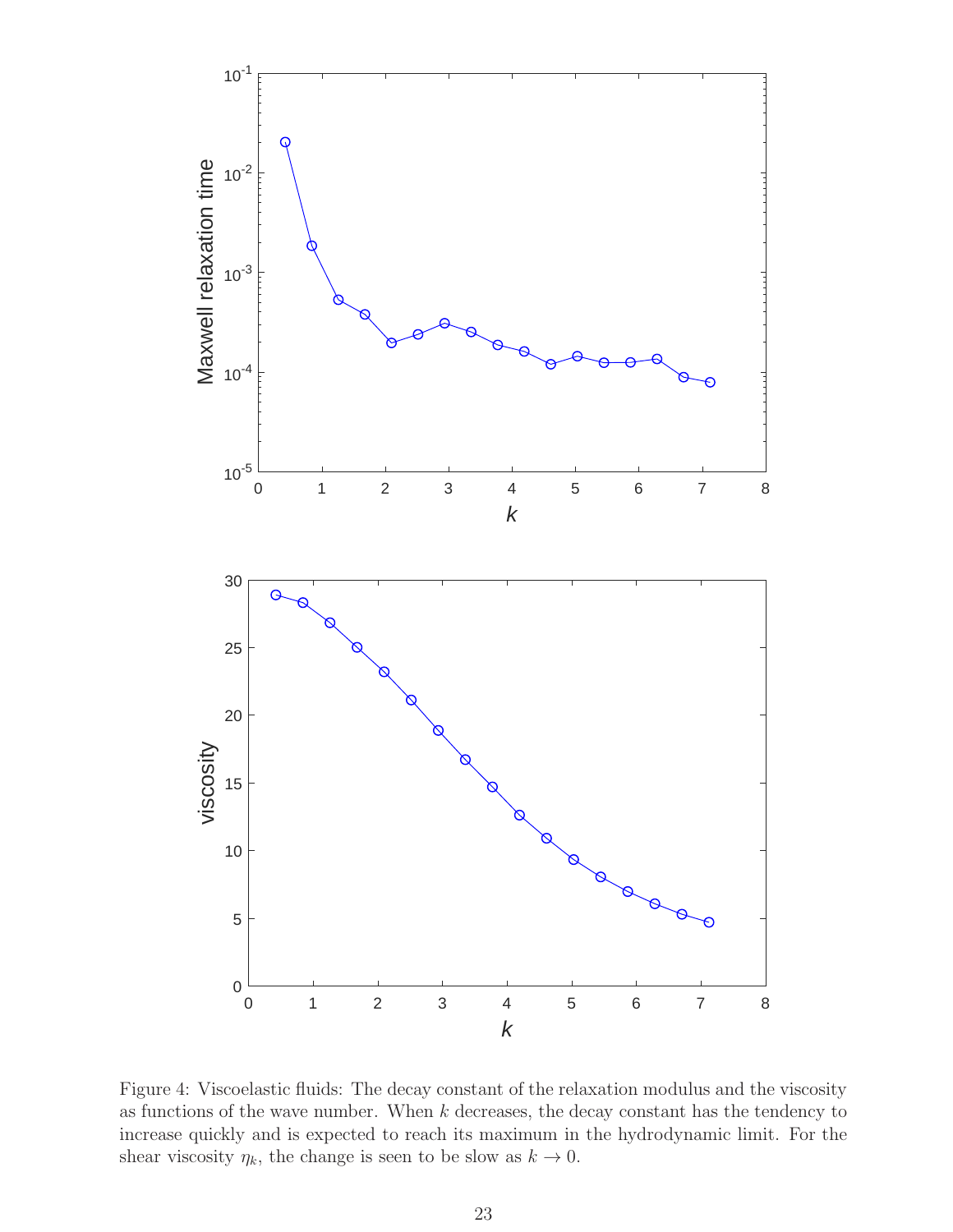Figure 4: Viscoelastic fluids: The decay constant of the relaxation modulus and the viscosity as functions of the wave number. When $k$ decreases, the decay constant has the tendency to increase quickly and is expected to reach its maximum in the hydrodynamic limit. For the shear viscosity $\eta_k$, the change is seen to be slow as $k \to 0$.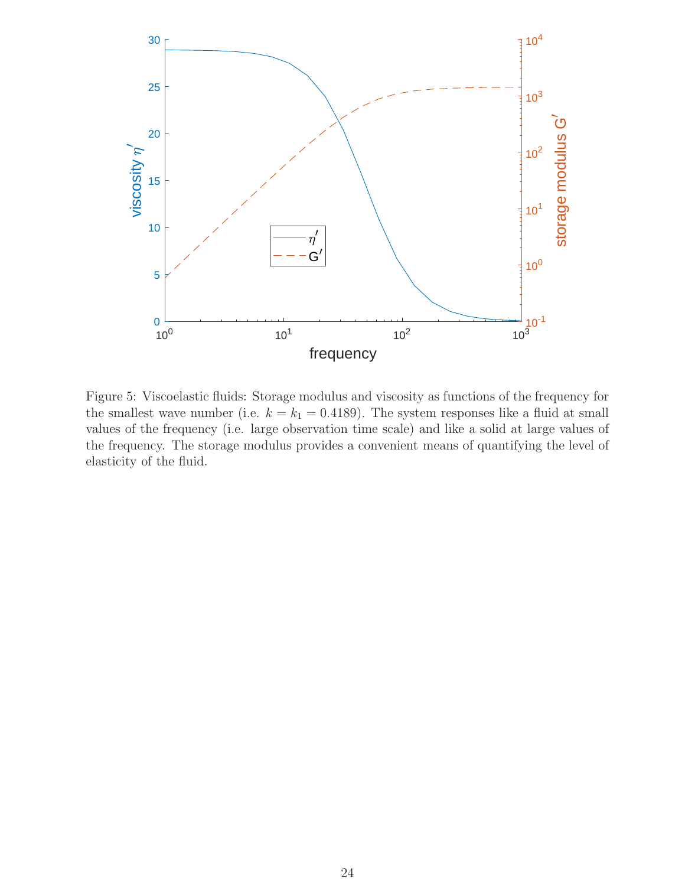Figure 5: Viscoelastic fluids: Storage modulus and viscosity as functions of the frequency for the smallest wave number (i.e. $k = k_1 = 0.4189$). The system responses like a fluid at small values of the frequency (i.e. large observation time scale) and like a solid at large values of the frequency. The storage modulus provides a convenient means of quantifying the level of elasticity of the fluid.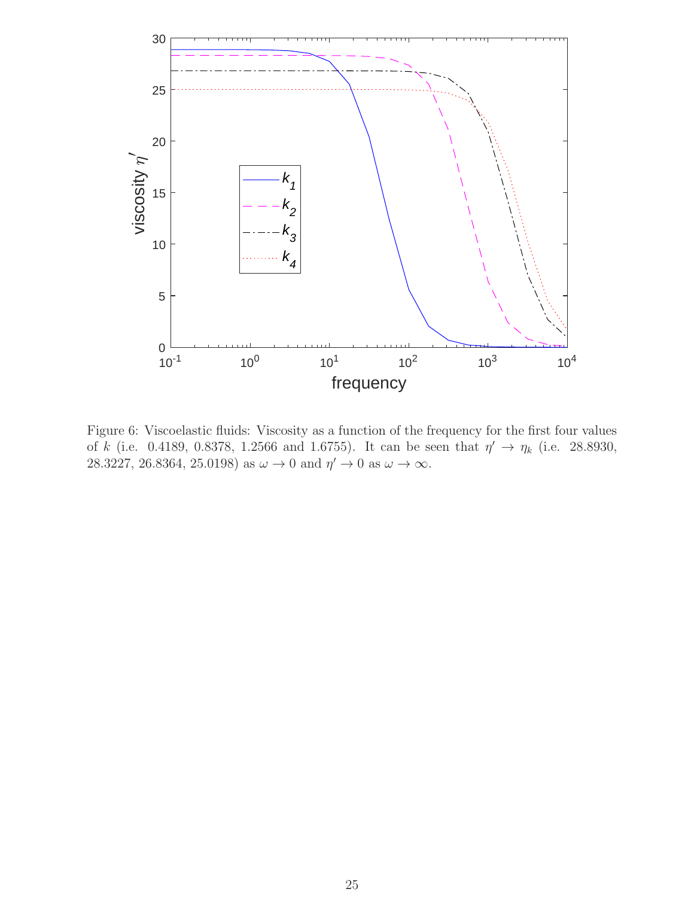Figure 6: Viscoelastic fluids: Viscosity as a function of the frequency for the first four values of $k$ (i.e. 0.4189, 0.8378, 1.2566 and 1.6755). It can be seen that $\eta' \to \eta_k$ (i.e. 28.8930, 28.3227, 26.8364, 25.0198) as $\omega \to 0$ and $\eta' \to 0$ as $\omega \to \infty$.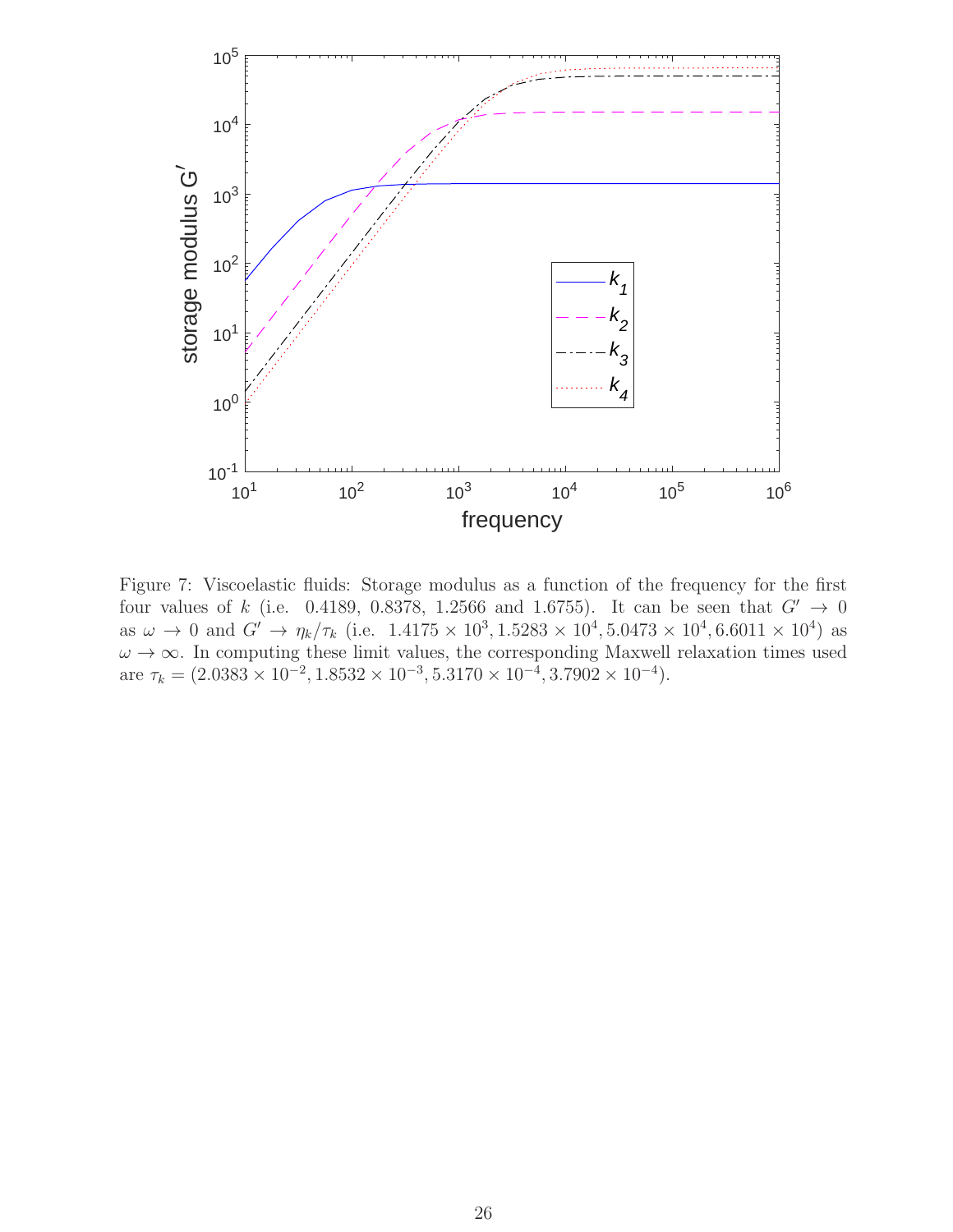Figure 7: Viscoelastic fluids: Storage modulus as a function of the frequency for the first four values of $k$ (i.e. 0.4189, 0.8378, 1.2566 and 1.6755). It can be seen that $G' \to 0$ as $\omega \to 0$ and $G' \to \eta_k/\tau_k$ (i.e. $1.4175 \times 10^3, 1.5283 \times 10^4, 5.0473 \times 10^4, 6.6011 \times 10^4$) as $\omega \to \infty$. In computing these limit values, the corresponding Maxwell relaxation times used are $\tau_k = (2.0383 \times 10^{-2}, 1.8532 \times 10^{-3}, 5.3170 \times 10^{-4}, 3.7902 \times 10^{-4})$.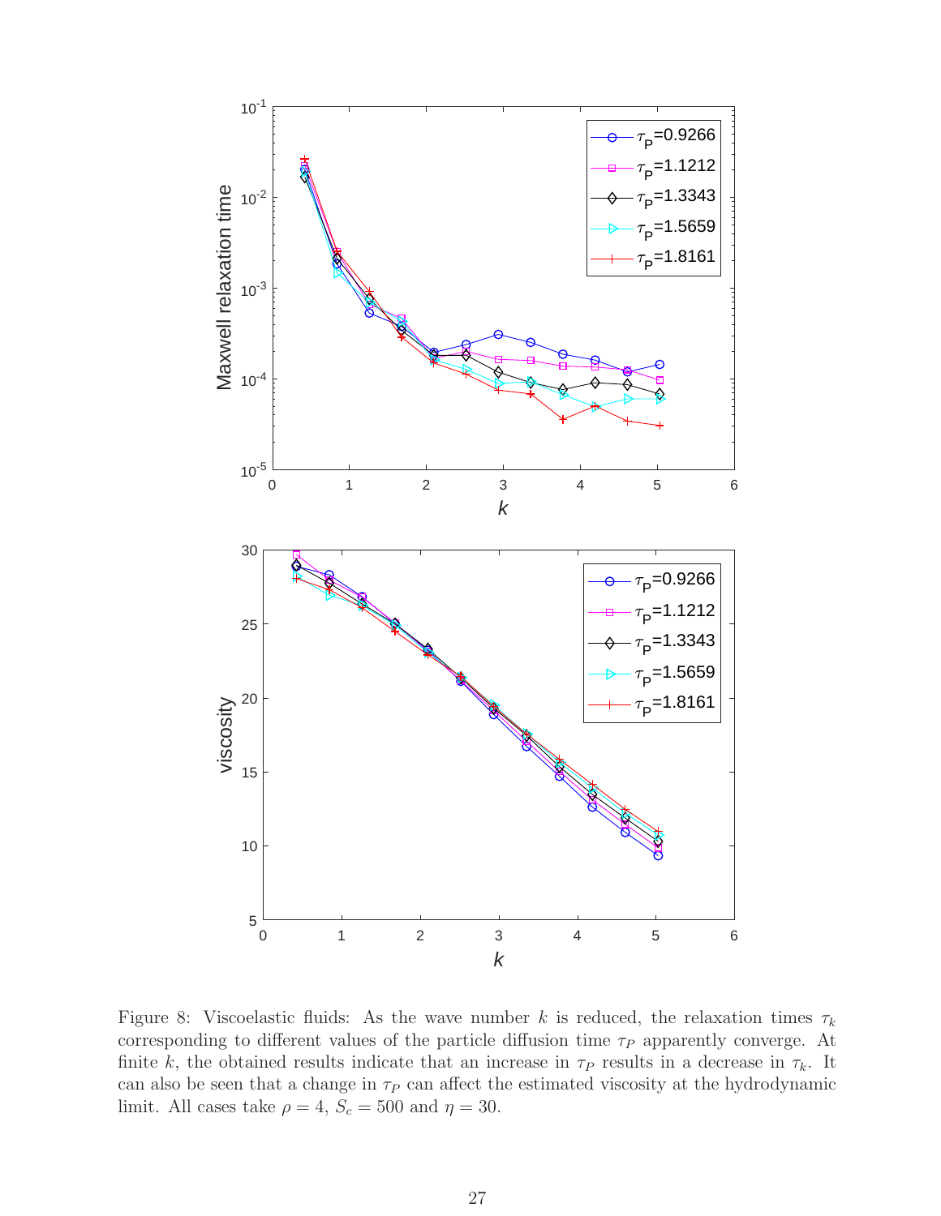Figure 8: Viscoelastic fluids: As the wave number $k$ is reduced, the relaxation times $\tau_k$ corresponding to different values of the particle diffusion time $\tau_P$ apparently converge. At finite $k$, the obtained results indicate that an increase in $\tau_P$ results in a decrease in $\tau_k$. It can also be seen that a change in $\tau_P$ can affect the estimated viscosity at the hydrodynamic limit. All cases take $\rho = 4$, $S_c = 500$ and $\eta = 30$.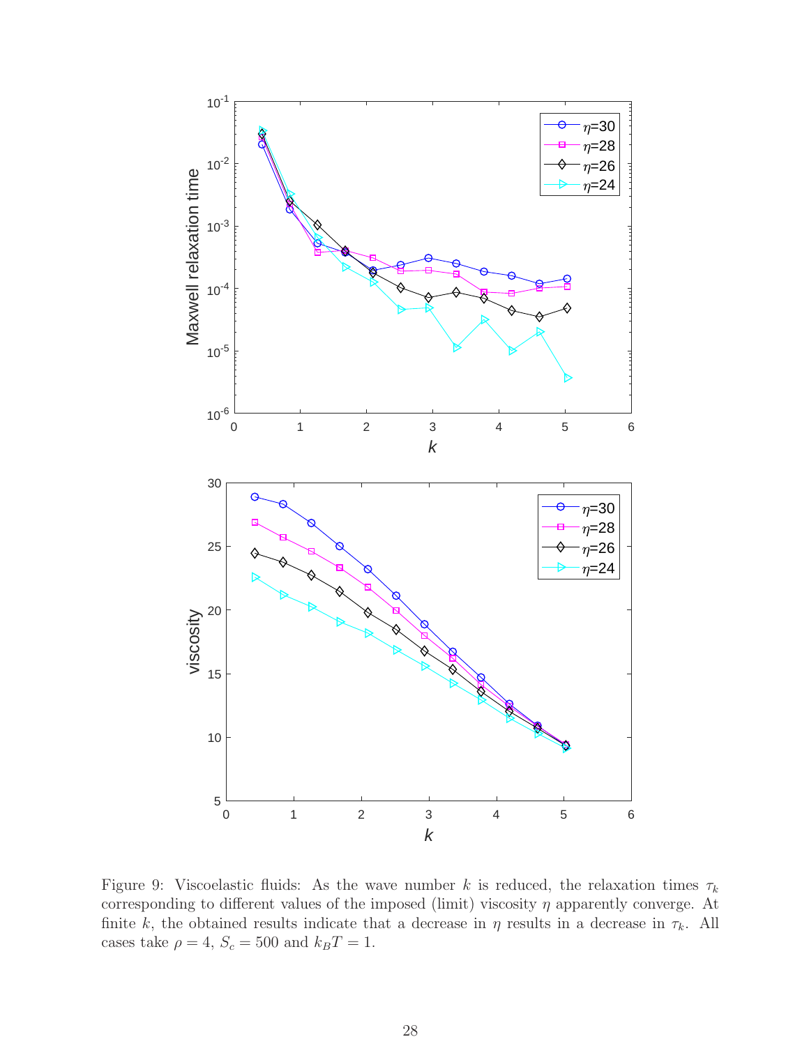Figure 9: Viscoelastic fluids: As the wave number $k$ is reduced, the relaxation times $\tau_k$ corresponding to different values of the imposed (limit) viscosity $\eta$ apparently converge. At finite $k$, the obtained results indicate that a decrease in $\eta$ results in a decrease in $\tau_k$. All cases take $\rho = 4$, $S_c = 500$ and $k_B T = 1$.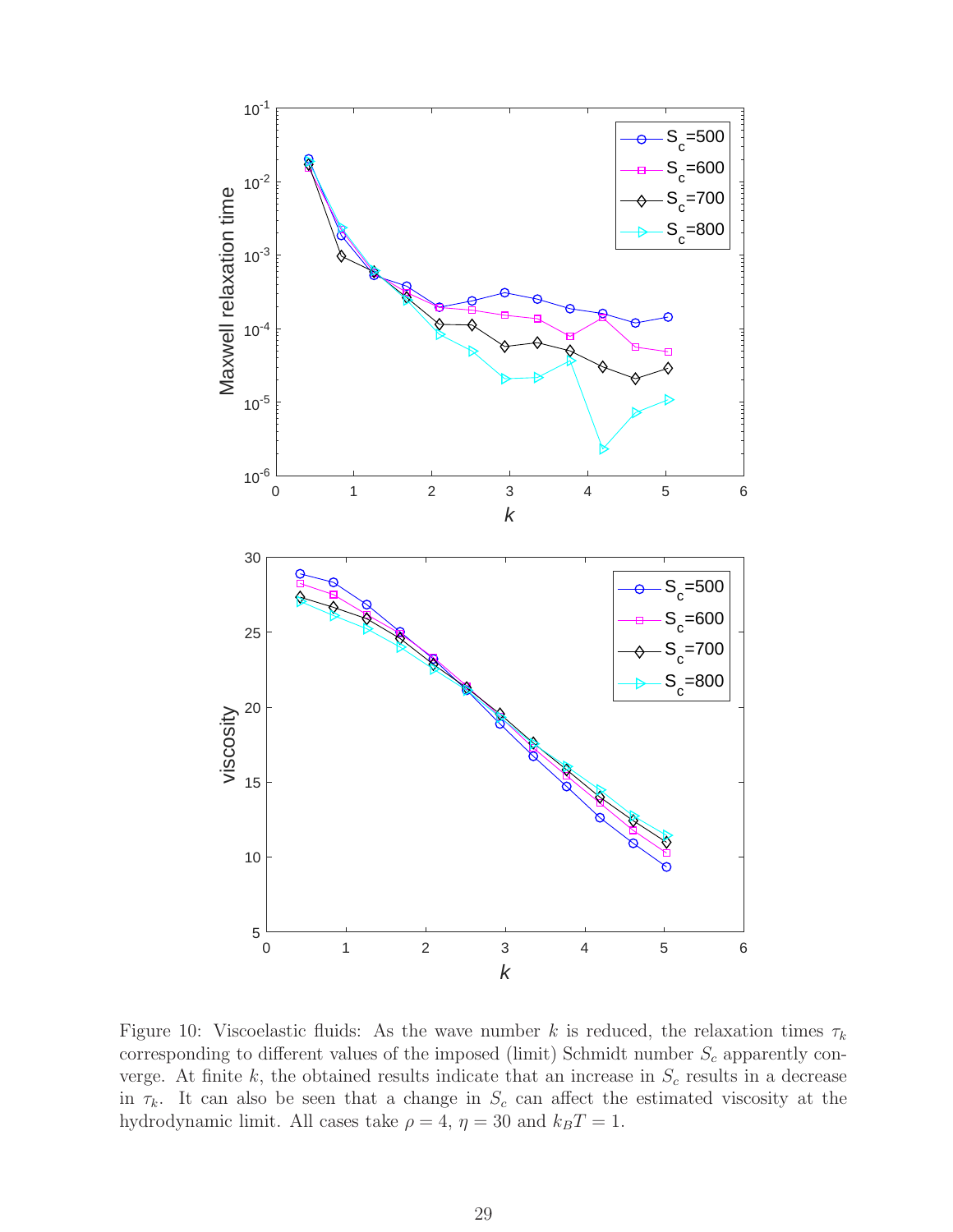Maxwell relaxation time

$10^{-1}$

$10^{-2}$

$10^{-3}$

$10^{-4}$

$10^{-5}$

$10^{-6}$

0 1 2 3 4 5 6

*k*

$S_c$=500

$S_c$=600

$S_c$=700

$S_c$=800

viscosity

30

25

20

15

10

5

0 1 2 3 4 5 6

*k*

$S_c$=500

$S_c$=600

$S_c$=700

$S_c$=800

Figure 10: Viscoelastic fluids: As the wave number $k$ is reduced, the relaxation times $\tau_k$ corresponding to different values of the imposed (limit) Schmidt number $S_c$ apparently converge. At finite $k$, the obtained results indicate that an increase in $S_c$ results in a decrease in $\tau_k$. It can also be seen that a change in $S_c$ can affect the estimated viscosity at the hydrodynamic limit. All cases take $\rho = 4$, $\eta = 30$ and $k_B T = 1$.